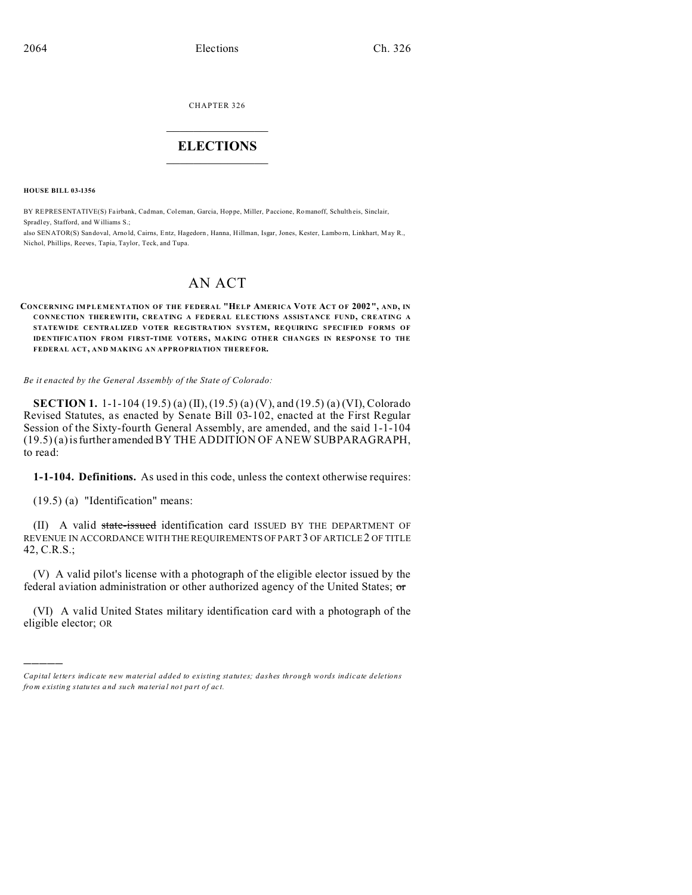CHAPTER 326

# ELECTIONS

**HOUSE BILL 03-1356**

BY REPRESENTATIVE(S) Fairbank, Cadman, Coleman, Garcia, Hoppe, Miller, Paccione, Romanoff, Schultheis, Sinclair, Spradley, Stafford, and Williams S.;
also SENATOR(S) Sandoval, Arnold, Cairns, Entz, Hagedorn, Hanna, Hillman, Isgar, Jones, Kester, Lamborn, Linkhart, May R., Nichol, Phillips, Reeves, Tapia, Taylor, Teck, and Tupa.

# AN ACT

**CONCERNING IMPLEMENTATION OF THE FEDERAL "HELP AMERICA VOTE ACT OF 2002", AND, IN CONNECTION THEREWITH, CREATING A FEDERAL ELECTIONS ASSISTANCE FUND, CREATING A STATEWIDE CENTRALIZED VOTER REGISTRATION SYSTEM, REQUIRING SPECIFIED FORMS OF IDENTIFICATION FROM FIRST-TIME VOTERS, MAKING OTHER CHANGES IN RESPONSE TO THE FEDERAL ACT, AND MAKING AN APPROPRIATION THEREFOR.**

*Be it enacted by the General Assembly of the State of Colorado:*

**SECTION 1.** 1-1-104 (19.5) (a) (II), (19.5) (a) (V), and (19.5) (a) (VI), Colorado Revised Statutes, as enacted by Senate Bill 03-102, enacted at the First Regular Session of the Sixty-fourth General Assembly, are amended, and the said 1-1-104 (19.5) (a) is further amended BY THE ADDITION OF A NEW SUBPARAGRAPH, to read:

**1-1-104. Definitions.** As used in this code, unless the context otherwise requires:

(19.5) (a) "Identification" means:

(II) A valid ~~state-issued~~ identification card ISSUED BY THE DEPARTMENT OF REVENUE IN ACCORDANCE WITH THE REQUIREMENTS OF PART 3 OF ARTICLE 2 OF TITLE 42, C.R.S.;

(V) A valid pilot's license with a photograph of the eligible elector issued by the federal aviation administration or other authorized agency of the United States; ~~or~~

(VI) A valid United States military identification card with a photograph of the eligible elector; OR

---

*Capital letters indicate new material added to existing statutes; dashes through words indicate deletions from existing statutes and such material not part of act.*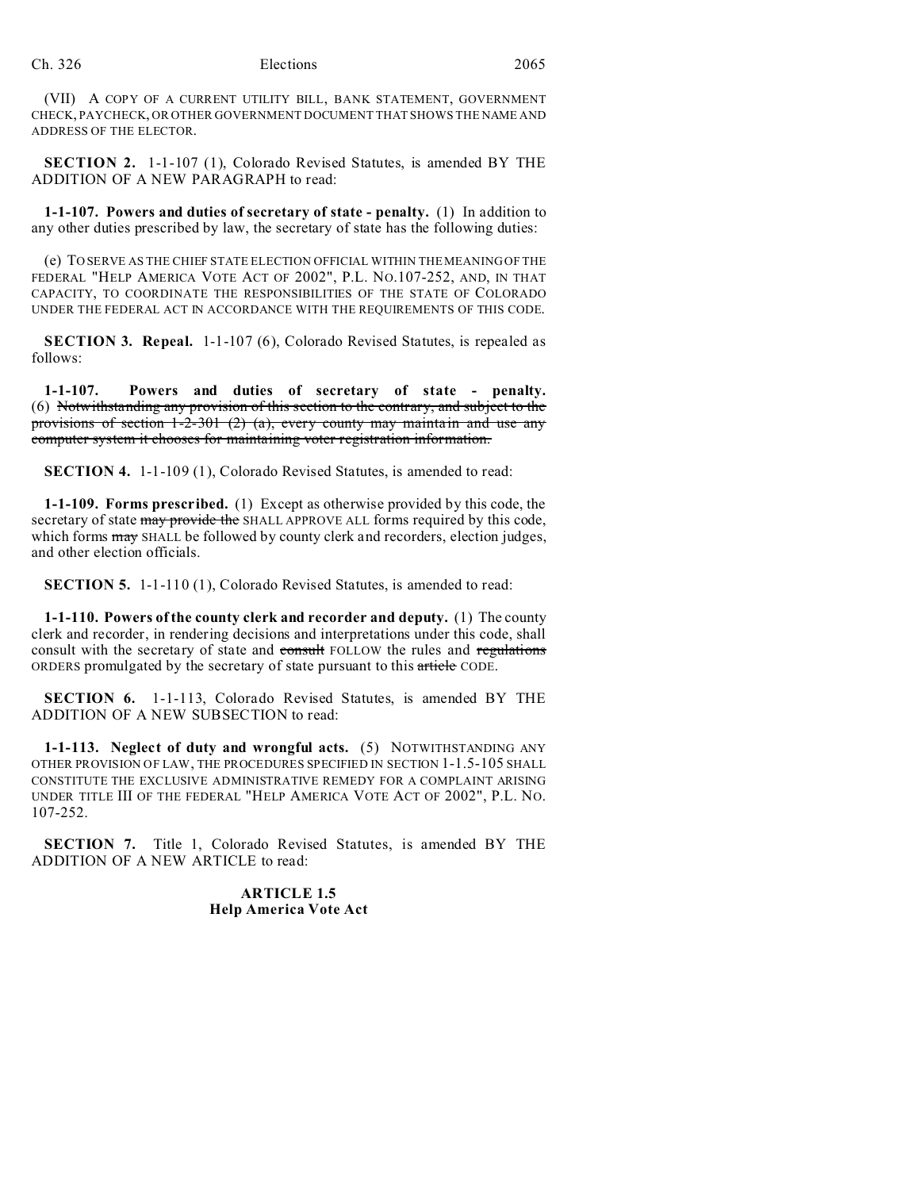(VII) A COPY OF A CURRENT UTILITY BILL, BANK STATEMENT, GOVERNMENT CHECK, PAYCHECK, OR OTHER GOVERNMENT DOCUMENT THAT SHOWS THE NAME AND ADDRESS OF THE ELECTOR.

**SECTION 2.** 1-1-107 (1), Colorado Revised Statutes, is amended BY THE ADDITION OF A NEW PARAGRAPH to read:

**1-1-107. Powers and duties of secretary of state - penalty.** (1) In addition to any other duties prescribed by law, the secretary of state has the following duties:

(e) TO SERVE AS THE CHIEF STATE ELECTION OFFICIAL WITHIN THE MEANING OF THE FEDERAL "HELP AMERICA VOTE ACT OF 2002", P.L. NO.107-252, AND, IN THAT CAPACITY, TO COORDINATE THE RESPONSIBILITIES OF THE STATE OF COLORADO UNDER THE FEDERAL ACT IN ACCORDANCE WITH THE REQUIREMENTS OF THIS CODE.

**SECTION 3. Repeal.** 1-1-107 (6), Colorado Revised Statutes, is repealed as follows:

**1-1-107. Powers and duties of secretary of state - penalty.** (6) ~~Notwithstanding any provision of this section to the contrary, and subject to the provisions of section 1-2-301 (2) (a), every county may maintain and use any computer system it chooses for maintaining voter registration information.~~

**SECTION 4.** 1-1-109 (1), Colorado Revised Statutes, is amended to read:

**1-1-109. Forms prescribed.** (1) Except as otherwise provided by this code, the secretary of state ~~may provide the~~ SHALL APPROVE ALL forms required by this code, which forms ~~may~~ SHALL be followed by county clerk and recorders, election judges, and other election officials.

**SECTION 5.** 1-1-110 (1), Colorado Revised Statutes, is amended to read:

**1-1-110. Powers of the county clerk and recorder and deputy.** (1) The county clerk and recorder, in rendering decisions and interpretations under this code, shall consult with the secretary of state and ~~consult~~ FOLLOW the rules and ~~regulations~~ ORDERS promulgated by the secretary of state pursuant to this ~~article~~ CODE.

**SECTION 6.** 1-1-113, Colorado Revised Statutes, is amended BY THE ADDITION OF A NEW SUBSECTION to read:

**1-1-113. Neglect of duty and wrongful acts.** (5) NOTWITHSTANDING ANY OTHER PROVISION OF LAW, THE PROCEDURES SPECIFIED IN SECTION 1-1.5-105 SHALL CONSTITUTE THE EXCLUSIVE ADMINISTRATIVE REMEDY FOR A COMPLAINT ARISING UNDER TITLE III OF THE FEDERAL "HELP AMERICA VOTE ACT OF 2002", P.L. NO. 107-252.

**SECTION 7.** Title 1, Colorado Revised Statutes, is amended BY THE ADDITION OF A NEW ARTICLE to read:

**ARTICLE 1.5**
**Help America Vote Act**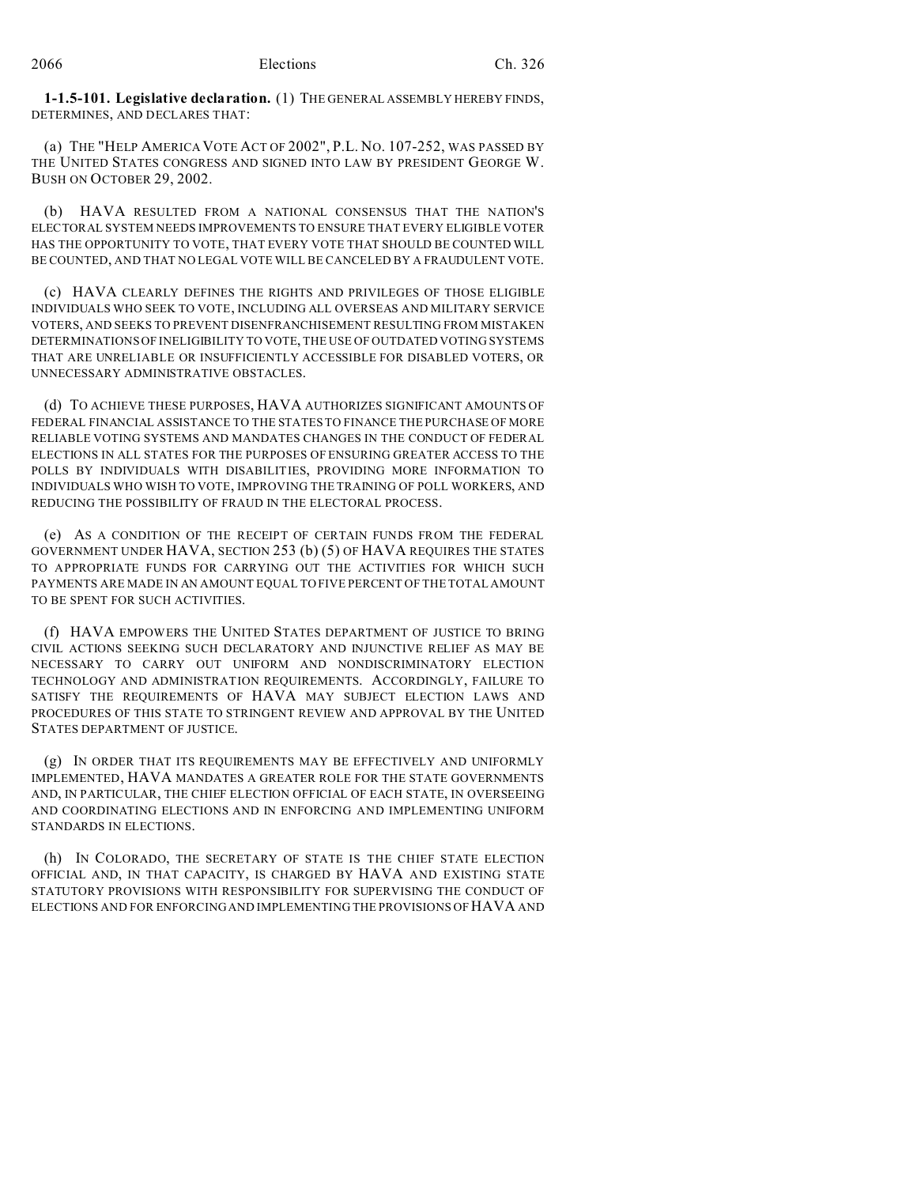**1-1.5-101. Legislative declaration.** (1) THE GENERAL ASSEMBLY HEREBY FINDS, DETERMINES, AND DECLARES THAT:

(a) THE "HELP AMERICA VOTE ACT OF 2002", P.L. NO. 107-252, WAS PASSED BY THE UNITED STATES CONGRESS AND SIGNED INTO LAW BY PRESIDENT GEORGE W. BUSH ON OCTOBER 29, 2002.

(b) HAVA RESULTED FROM A NATIONAL CONSENSUS THAT THE NATION'S ELECTORAL SYSTEM NEEDS IMPROVEMENTS TO ENSURE THAT EVERY ELIGIBLE VOTER HAS THE OPPORTUNITY TO VOTE, THAT EVERY VOTE THAT SHOULD BE COUNTED WILL BE COUNTED, AND THAT NO LEGAL VOTE WILL BE CANCELED BY A FRAUDULENT VOTE.

(c) HAVA CLEARLY DEFINES THE RIGHTS AND PRIVILEGES OF THOSE ELIGIBLE INDIVIDUALS WHO SEEK TO VOTE, INCLUDING ALL OVERSEAS AND MILITARY SERVICE VOTERS, AND SEEKS TO PREVENT DISENFRANCHISEMENT RESULTING FROM MISTAKEN DETERMINATIONS OF INELIGIBILITY TO VOTE, THE USE OF OUTDATED VOTING SYSTEMS THAT ARE UNRELIABLE OR INSUFFICIENTLY ACCESSIBLE FOR DISABLED VOTERS, OR UNNECESSARY ADMINISTRATIVE OBSTACLES.

(d) TO ACHIEVE THESE PURPOSES, HAVA AUTHORIZES SIGNIFICANT AMOUNTS OF FEDERAL FINANCIAL ASSISTANCE TO THE STATES TO FINANCE THE PURCHASE OF MORE RELIABLE VOTING SYSTEMS AND MANDATES CHANGES IN THE CONDUCT OF FEDERAL ELECTIONS IN ALL STATES FOR THE PURPOSES OF ENSURING GREATER ACCESS TO THE POLLS BY INDIVIDUALS WITH DISABILITIES, PROVIDING MORE INFORMATION TO INDIVIDUALS WHO WISH TO VOTE, IMPROVING THE TRAINING OF POLL WORKERS, AND REDUCING THE POSSIBILITY OF FRAUD IN THE ELECTORAL PROCESS.

(e) AS A CONDITION OF THE RECEIPT OF CERTAIN FUNDS FROM THE FEDERAL GOVERNMENT UNDER HAVA, SECTION 253 (b) (5) OF HAVA REQUIRES THE STATES TO APPROPRIATE FUNDS FOR CARRYING OUT THE ACTIVITIES FOR WHICH SUCH PAYMENTS ARE MADE IN AN AMOUNT EQUAL TO FIVE PERCENT OF THE TOTAL AMOUNT TO BE SPENT FOR SUCH ACTIVITIES.

(f) HAVA EMPOWERS THE UNITED STATES DEPARTMENT OF JUSTICE TO BRING CIVIL ACTIONS SEEKING SUCH DECLARATORY AND INJUNCTIVE RELIEF AS MAY BE NECESSARY TO CARRY OUT UNIFORM AND NONDISCRIMINATORY ELECTION TECHNOLOGY AND ADMINISTRATION REQUIREMENTS. ACCORDINGLY, FAILURE TO SATISFY THE REQUIREMENTS OF HAVA MAY SUBJECT ELECTION LAWS AND PROCEDURES OF THIS STATE TO STRINGENT REVIEW AND APPROVAL BY THE UNITED STATES DEPARTMENT OF JUSTICE.

(g) IN ORDER THAT ITS REQUIREMENTS MAY BE EFFECTIVELY AND UNIFORMLY IMPLEMENTED, HAVA MANDATES A GREATER ROLE FOR THE STATE GOVERNMENTS AND, IN PARTICULAR, THE CHIEF ELECTION OFFICIAL OF EACH STATE, IN OVERSEEING AND COORDINATING ELECTIONS AND IN ENFORCING AND IMPLEMENTING UNIFORM STANDARDS IN ELECTIONS.

(h) IN COLORADO, THE SECRETARY OF STATE IS THE CHIEF STATE ELECTION OFFICIAL AND, IN THAT CAPACITY, IS CHARGED BY HAVA AND EXISTING STATE STATUTORY PROVISIONS WITH RESPONSIBILITY FOR SUPERVISING THE CONDUCT OF ELECTIONS AND FOR ENFORCING AND IMPLEMENTING THE PROVISIONS OF HAVA AND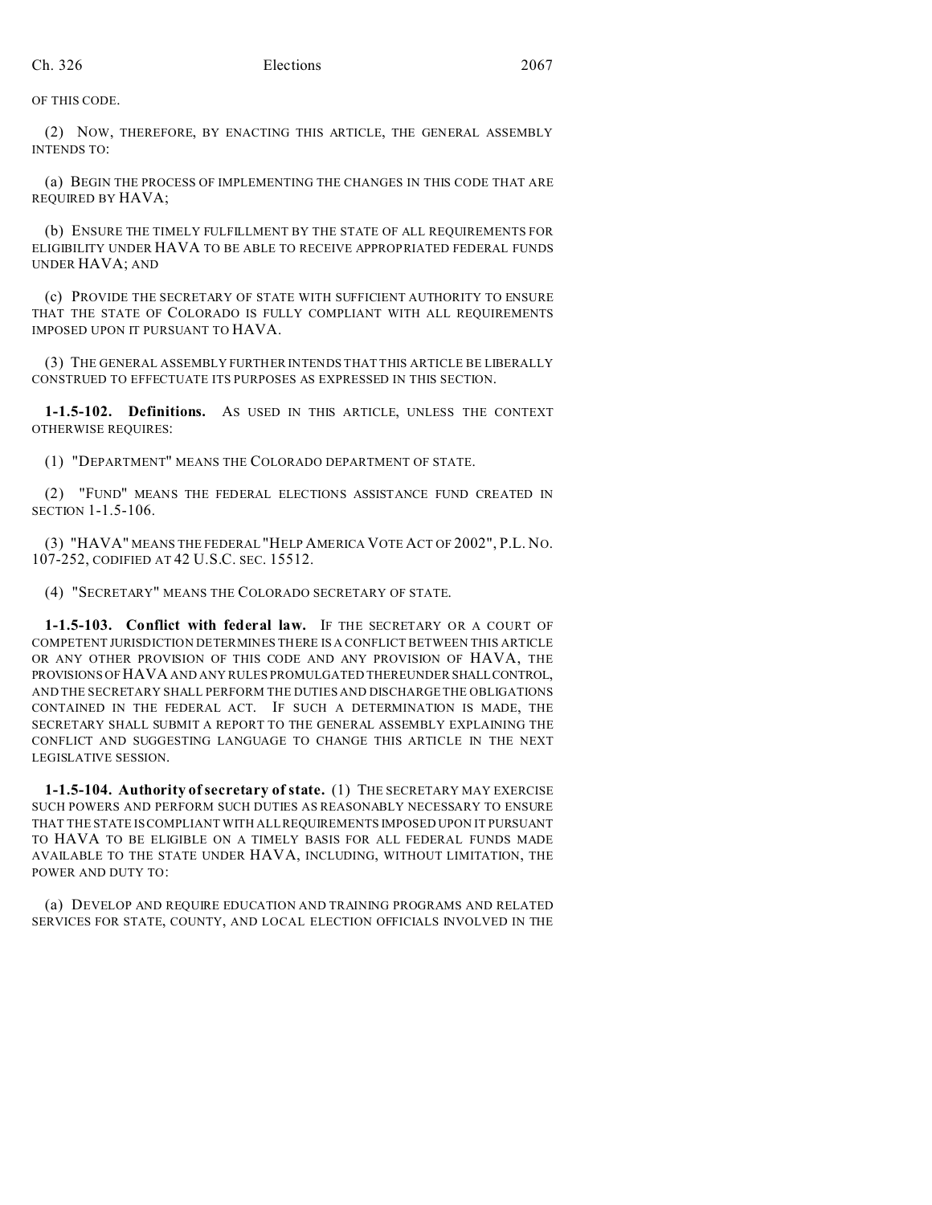OF THIS CODE.

(2) NOW, THEREFORE, BY ENACTING THIS ARTICLE, THE GENERAL ASSEMBLY INTENDS TO:

(a) BEGIN THE PROCESS OF IMPLEMENTING THE CHANGES IN THIS CODE THAT ARE REQUIRED BY HAVA;

(b) ENSURE THE TIMELY FULFILLMENT BY THE STATE OF ALL REQUIREMENTS FOR ELIGIBILITY UNDER HAVA TO BE ABLE TO RECEIVE APPROPRIATED FEDERAL FUNDS UNDER HAVA; AND

(c) PROVIDE THE SECRETARY OF STATE WITH SUFFICIENT AUTHORITY TO ENSURE THAT THE STATE OF COLORADO IS FULLY COMPLIANT WITH ALL REQUIREMENTS IMPOSED UPON IT PURSUANT TO HAVA.

(3) THE GENERAL ASSEMBLY FURTHER INTENDS THAT THIS ARTICLE BE LIBERALLY CONSTRUED TO EFFECTUATE ITS PURPOSES AS EXPRESSED IN THIS SECTION.

**1-1.5-102. Definitions.** AS USED IN THIS ARTICLE, UNLESS THE CONTEXT OTHERWISE REQUIRES:

(1) "DEPARTMENT" MEANS THE COLORADO DEPARTMENT OF STATE.

(2) "FUND" MEANS THE FEDERAL ELECTIONS ASSISTANCE FUND CREATED IN SECTION 1-1.5-106.

(3) "HAVA" MEANS THE FEDERAL "HELP AMERICA VOTE ACT OF 2002", P.L. NO. 107-252, CODIFIED AT 42 U.S.C. SEC. 15512.

(4) "SECRETARY" MEANS THE COLORADO SECRETARY OF STATE.

**1-1.5-103. Conflict with federal law.** IF THE SECRETARY OR A COURT OF COMPETENT JURISDICTION DETERMINES THERE IS A CONFLICT BETWEEN THIS ARTICLE OR ANY OTHER PROVISION OF THIS CODE AND ANY PROVISION OF HAVA, THE PROVISIONS OF HAVA AND ANY RULES PROMULGATED THEREUNDER SHALL CONTROL, AND THE SECRETARY SHALL PERFORM THE DUTIES AND DISCHARGE THE OBLIGATIONS CONTAINED IN THE FEDERAL ACT. IF SUCH A DETERMINATION IS MADE, THE SECRETARY SHALL SUBMIT A REPORT TO THE GENERAL ASSEMBLY EXPLAINING THE CONFLICT AND SUGGESTING LANGUAGE TO CHANGE THIS ARTICLE IN THE NEXT LEGISLATIVE SESSION.

**1-1.5-104. Authority of secretary of state.** (1) THE SECRETARY MAY EXERCISE SUCH POWERS AND PERFORM SUCH DUTIES AS REASONABLY NECESSARY TO ENSURE THAT THE STATE IS COMPLIANT WITH ALL REQUIREMENTS IMPOSED UPON IT PURSUANT TO HAVA TO BE ELIGIBLE ON A TIMELY BASIS FOR ALL FEDERAL FUNDS MADE AVAILABLE TO THE STATE UNDER HAVA, INCLUDING, WITHOUT LIMITATION, THE POWER AND DUTY TO:

(a) DEVELOP AND REQUIRE EDUCATION AND TRAINING PROGRAMS AND RELATED SERVICES FOR STATE, COUNTY, AND LOCAL ELECTION OFFICIALS INVOLVED IN THE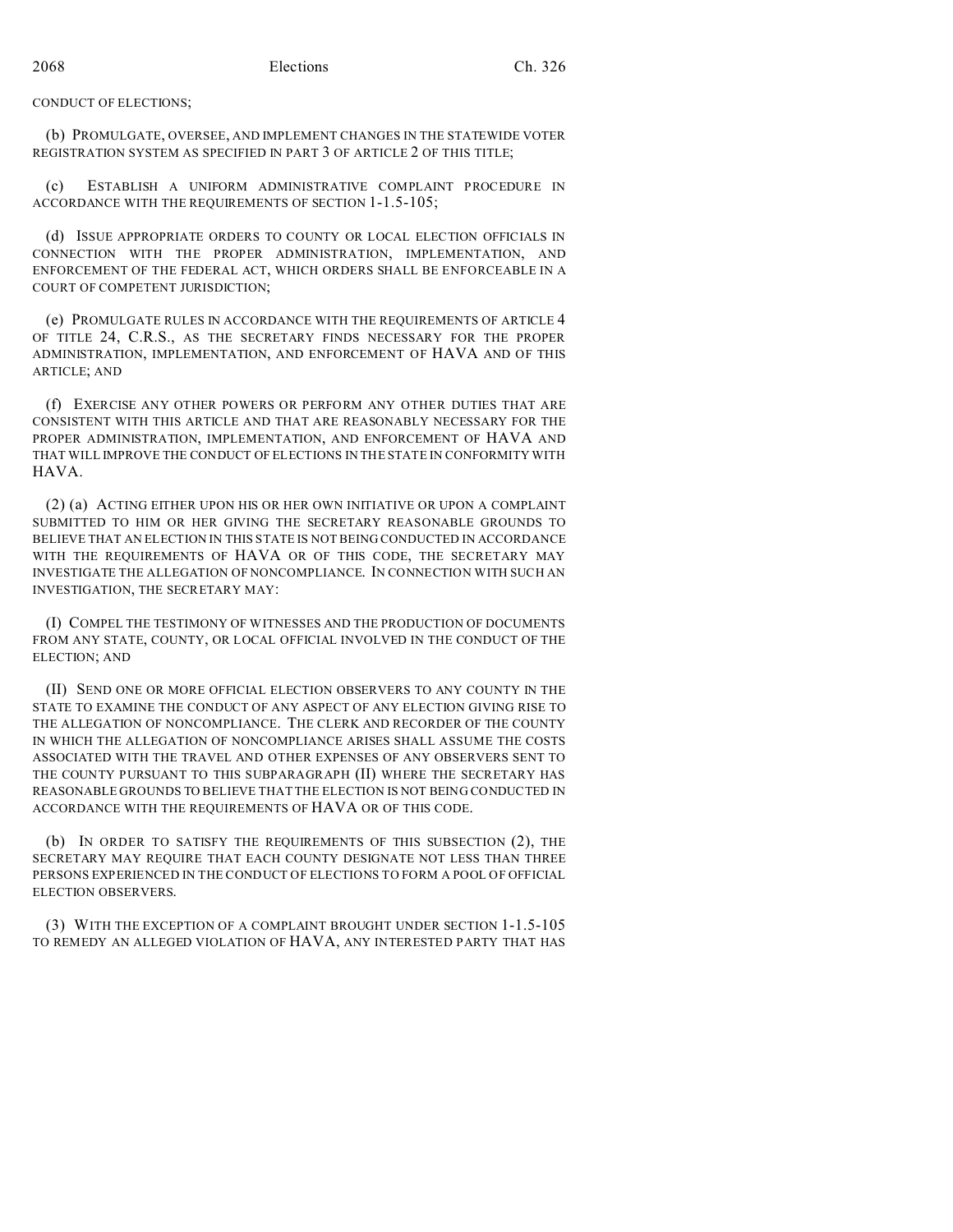CONDUCT OF ELECTIONS;

(b) PROMULGATE, OVERSEE, AND IMPLEMENT CHANGES IN THE STATEWIDE VOTER REGISTRATION SYSTEM AS SPECIFIED IN PART 3 OF ARTICLE 2 OF THIS TITLE;

(c) ESTABLISH A UNIFORM ADMINISTRATIVE COMPLAINT PROCEDURE IN ACCORDANCE WITH THE REQUIREMENTS OF SECTION 1-1.5-105;

(d) ISSUE APPROPRIATE ORDERS TO COUNTY OR LOCAL ELECTION OFFICIALS IN CONNECTION WITH THE PROPER ADMINISTRATION, IMPLEMENTATION, AND ENFORCEMENT OF THE FEDERAL ACT, WHICH ORDERS SHALL BE ENFORCEABLE IN A COURT OF COMPETENT JURISDICTION;

(e) PROMULGATE RULES IN ACCORDANCE WITH THE REQUIREMENTS OF ARTICLE 4 OF TITLE 24, C.R.S., AS THE SECRETARY FINDS NECESSARY FOR THE PROPER ADMINISTRATION, IMPLEMENTATION, AND ENFORCEMENT OF HAVA AND OF THIS ARTICLE; AND

(f) EXERCISE ANY OTHER POWERS OR PERFORM ANY OTHER DUTIES THAT ARE CONSISTENT WITH THIS ARTICLE AND THAT ARE REASONABLY NECESSARY FOR THE PROPER ADMINISTRATION, IMPLEMENTATION, AND ENFORCEMENT OF HAVA AND THAT WILL IMPROVE THE CONDUCT OF ELECTIONS IN THE STATE IN CONFORMITY WITH HAVA.

(2) (a) ACTING EITHER UPON HIS OR HER OWN INITIATIVE OR UPON A COMPLAINT SUBMITTED TO HIM OR HER GIVING THE SECRETARY REASONABLE GROUNDS TO BELIEVE THAT AN ELECTION IN THIS STATE IS NOT BEING CONDUCTED IN ACCORDANCE WITH THE REQUIREMENTS OF HAVA OR OF THIS CODE, THE SECRETARY MAY INVESTIGATE THE ALLEGATION OF NONCOMPLIANCE. IN CONNECTION WITH SUCH AN INVESTIGATION, THE SECRETARY MAY:

(I) COMPEL THE TESTIMONY OF WITNESSES AND THE PRODUCTION OF DOCUMENTS FROM ANY STATE, COUNTY, OR LOCAL OFFICIAL INVOLVED IN THE CONDUCT OF THE ELECTION; AND

(II) SEND ONE OR MORE OFFICIAL ELECTION OBSERVERS TO ANY COUNTY IN THE STATE TO EXAMINE THE CONDUCT OF ANY ASPECT OF ANY ELECTION GIVING RISE TO THE ALLEGATION OF NONCOMPLIANCE. THE CLERK AND RECORDER OF THE COUNTY IN WHICH THE ALLEGATION OF NONCOMPLIANCE ARISES SHALL ASSUME THE COSTS ASSOCIATED WITH THE TRAVEL AND OTHER EXPENSES OF ANY OBSERVERS SENT TO THE COUNTY PURSUANT TO THIS SUBPARAGRAPH (II) WHERE THE SECRETARY HAS REASONABLE GROUNDS TO BELIEVE THAT THE ELECTION IS NOT BEING CONDUCTED IN ACCORDANCE WITH THE REQUIREMENTS OF HAVA OR OF THIS CODE.

(b) IN ORDER TO SATISFY THE REQUIREMENTS OF THIS SUBSECTION (2), THE SECRETARY MAY REQUIRE THAT EACH COUNTY DESIGNATE NOT LESS THAN THREE PERSONS EXPERIENCED IN THE CONDUCT OF ELECTIONS TO FORM A POOL OF OFFICIAL ELECTION OBSERVERS.

(3) WITH THE EXCEPTION OF A COMPLAINT BROUGHT UNDER SECTION 1-1.5-105 TO REMEDY AN ALLEGED VIOLATION OF HAVA, ANY INTERESTED PARTY THAT HAS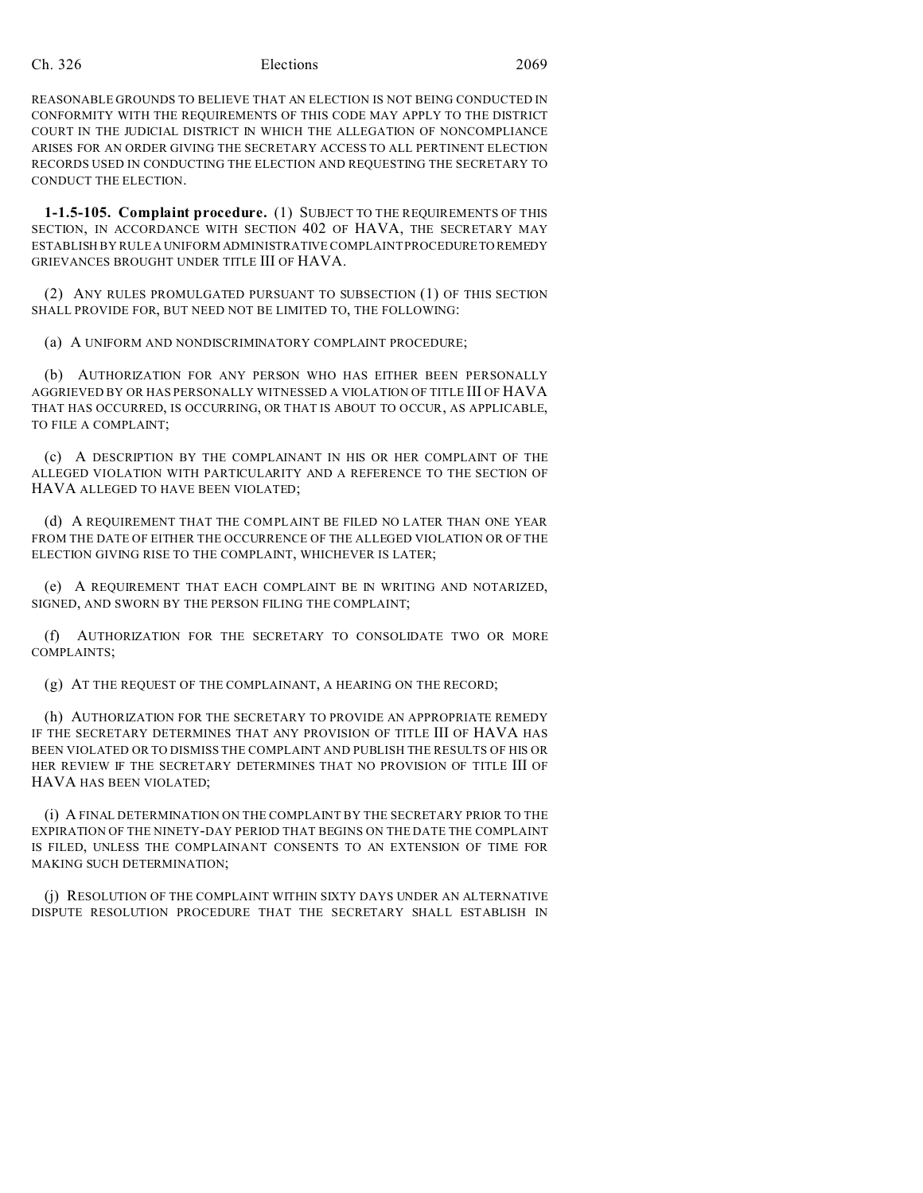REASONABLE GROUNDS TO BELIEVE THAT AN ELECTION IS NOT BEING CONDUCTED IN CONFORMITY WITH THE REQUIREMENTS OF THIS CODE MAY APPLY TO THE DISTRICT COURT IN THE JUDICIAL DISTRICT IN WHICH THE ALLEGATION OF NONCOMPLIANCE ARISES FOR AN ORDER GIVING THE SECRETARY ACCESS TO ALL PERTINENT ELECTION RECORDS USED IN CONDUCTING THE ELECTION AND REQUESTING THE SECRETARY TO CONDUCT THE ELECTION.

**1-1.5-105. Complaint procedure.** (1) SUBJECT TO THE REQUIREMENTS OF THIS SECTION, IN ACCORDANCE WITH SECTION 402 OF HAVA, THE SECRETARY MAY ESTABLISH BY RULE A UNIFORM ADMINISTRATIVE COMPLAINT PROCEDURE TO REMEDY GRIEVANCES BROUGHT UNDER TITLE III OF HAVA.

(2) ANY RULES PROMULGATED PURSUANT TO SUBSECTION (1) OF THIS SECTION SHALL PROVIDE FOR, BUT NEED NOT BE LIMITED TO, THE FOLLOWING:

(a) A UNIFORM AND NONDISCRIMINATORY COMPLAINT PROCEDURE;

(b) AUTHORIZATION FOR ANY PERSON WHO HAS EITHER BEEN PERSONALLY AGGRIEVED BY OR HAS PERSONALLY WITNESSED A VIOLATION OF TITLE III OF HAVA THAT HAS OCCURRED, IS OCCURRING, OR THAT IS ABOUT TO OCCUR, AS APPLICABLE, TO FILE A COMPLAINT;

(c) A DESCRIPTION BY THE COMPLAINANT IN HIS OR HER COMPLAINT OF THE ALLEGED VIOLATION WITH PARTICULARITY AND A REFERENCE TO THE SECTION OF HAVA ALLEGED TO HAVE BEEN VIOLATED;

(d) A REQUIREMENT THAT THE COMPLAINT BE FILED NO LATER THAN ONE YEAR FROM THE DATE OF EITHER THE OCCURRENCE OF THE ALLEGED VIOLATION OR OF THE ELECTION GIVING RISE TO THE COMPLAINT, WHICHEVER IS LATER;

(e) A REQUIREMENT THAT EACH COMPLAINT BE IN WRITING AND NOTARIZED, SIGNED, AND SWORN BY THE PERSON FILING THE COMPLAINT;

(f) AUTHORIZATION FOR THE SECRETARY TO CONSOLIDATE TWO OR MORE COMPLAINTS;

(g) AT THE REQUEST OF THE COMPLAINANT, A HEARING ON THE RECORD;

(h) AUTHORIZATION FOR THE SECRETARY TO PROVIDE AN APPROPRIATE REMEDY IF THE SECRETARY DETERMINES THAT ANY PROVISION OF TITLE III OF HAVA HAS BEEN VIOLATED OR TO DISMISS THE COMPLAINT AND PUBLISH THE RESULTS OF HIS OR HER REVIEW IF THE SECRETARY DETERMINES THAT NO PROVISION OF TITLE III OF HAVA HAS BEEN VIOLATED;

(i) A FINAL DETERMINATION ON THE COMPLAINT BY THE SECRETARY PRIOR TO THE EXPIRATION OF THE NINETY-DAY PERIOD THAT BEGINS ON THE DATE THE COMPLAINT IS FILED, UNLESS THE COMPLAINANT CONSENTS TO AN EXTENSION OF TIME FOR MAKING SUCH DETERMINATION;

(j) RESOLUTION OF THE COMPLAINT WITHIN SIXTY DAYS UNDER AN ALTERNATIVE DISPUTE RESOLUTION PROCEDURE THAT THE SECRETARY SHALL ESTABLISH IN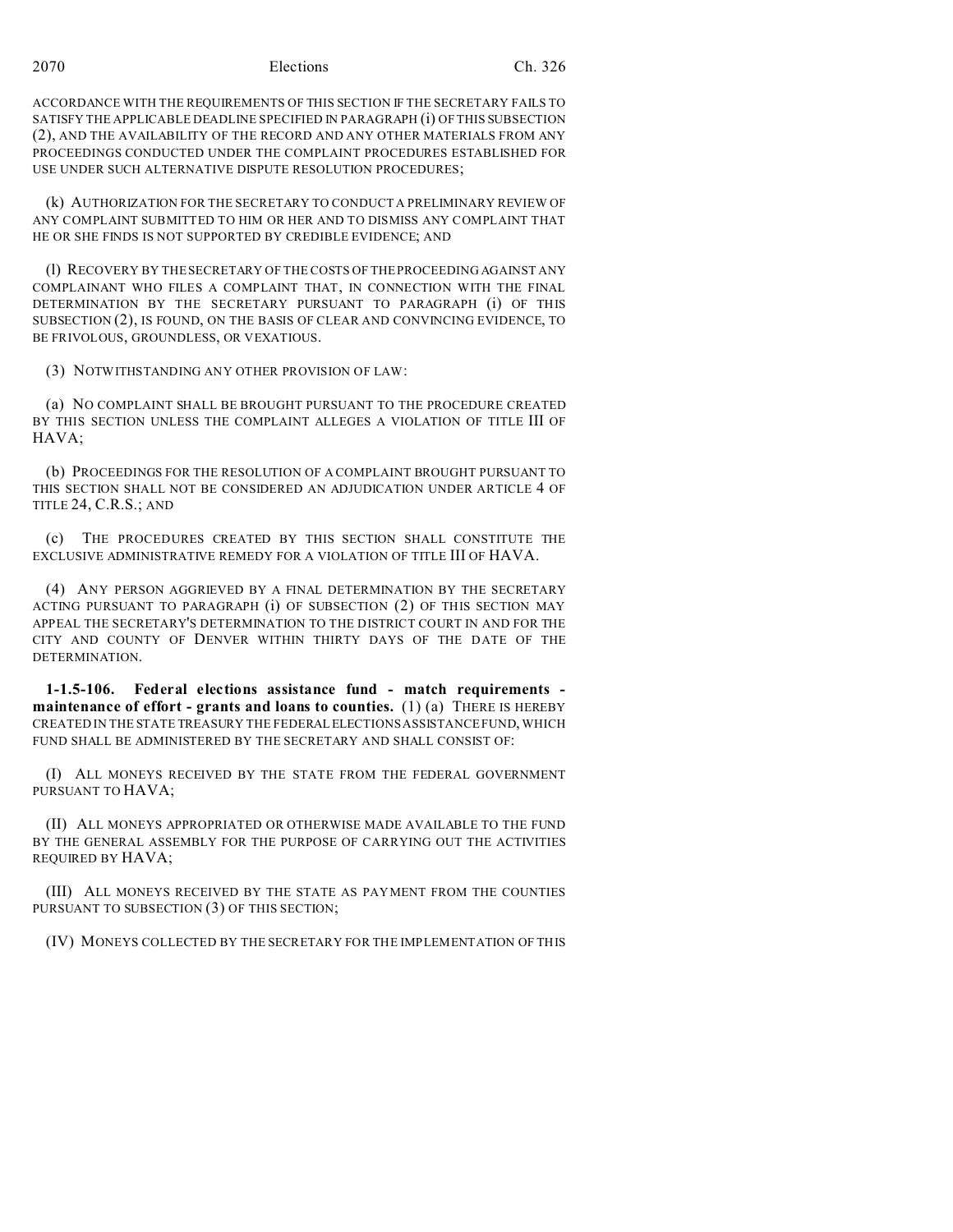ACCORDANCE WITH THE REQUIREMENTS OF THIS SECTION IF THE SECRETARY FAILS TO SATISFY THE APPLICABLE DEADLINE SPECIFIED IN PARAGRAPH (i) OF THIS SUBSECTION (2), AND THE AVAILABILITY OF THE RECORD AND ANY OTHER MATERIALS FROM ANY PROCEEDINGS CONDUCTED UNDER THE COMPLAINT PROCEDURES ESTABLISHED FOR USE UNDER SUCH ALTERNATIVE DISPUTE RESOLUTION PROCEDURES;

(k) AUTHORIZATION FOR THE SECRETARY TO CONDUCT A PRELIMINARY REVIEW OF ANY COMPLAINT SUBMITTED TO HIM OR HER AND TO DISMISS ANY COMPLAINT THAT HE OR SHE FINDS IS NOT SUPPORTED BY CREDIBLE EVIDENCE; AND

(l) RECOVERY BY THE SECRETARY OF THE COSTS OF THE PROCEEDING AGAINST ANY COMPLAINANT WHO FILES A COMPLAINT THAT, IN CONNECTION WITH THE FINAL DETERMINATION BY THE SECRETARY PURSUANT TO PARAGRAPH (i) OF THIS SUBSECTION (2), IS FOUND, ON THE BASIS OF CLEAR AND CONVINCING EVIDENCE, TO BE FRIVOLOUS, GROUNDLESS, OR VEXATIOUS.

(3) NOTWITHSTANDING ANY OTHER PROVISION OF LAW:

(a) NO COMPLAINT SHALL BE BROUGHT PURSUANT TO THE PROCEDURE CREATED BY THIS SECTION UNLESS THE COMPLAINT ALLEGES A VIOLATION OF TITLE III OF HAVA;

(b) PROCEEDINGS FOR THE RESOLUTION OF A COMPLAINT BROUGHT PURSUANT TO THIS SECTION SHALL NOT BE CONSIDERED AN ADJUDICATION UNDER ARTICLE 4 OF TITLE 24, C.R.S.; AND

(c) THE PROCEDURES CREATED BY THIS SECTION SHALL CONSTITUTE THE EXCLUSIVE ADMINISTRATIVE REMEDY FOR A VIOLATION OF TITLE III OF HAVA.

(4) ANY PERSON AGGRIEVED BY A FINAL DETERMINATION BY THE SECRETARY ACTING PURSUANT TO PARAGRAPH (i) OF SUBSECTION (2) OF THIS SECTION MAY APPEAL THE SECRETARY'S DETERMINATION TO THE DISTRICT COURT IN AND FOR THE CITY AND COUNTY OF DENVER WITHIN THIRTY DAYS OF THE DATE OF THE DETERMINATION.

**1-1.5-106. Federal elections assistance fund - match requirements - maintenance of effort - grants and loans to counties.** (1) (a) THERE IS HEREBY CREATED IN THE STATE TREASURY THE FEDERAL ELECTIONS ASSISTANCE FUND, WHICH FUND SHALL BE ADMINISTERED BY THE SECRETARY AND SHALL CONSIST OF:

(I) ALL MONEYS RECEIVED BY THE STATE FROM THE FEDERAL GOVERNMENT PURSUANT TO HAVA;

(II) ALL MONEYS APPROPRIATED OR OTHERWISE MADE AVAILABLE TO THE FUND BY THE GENERAL ASSEMBLY FOR THE PURPOSE OF CARRYING OUT THE ACTIVITIES REQUIRED BY HAVA;

(III) ALL MONEYS RECEIVED BY THE STATE AS PAYMENT FROM THE COUNTIES PURSUANT TO SUBSECTION (3) OF THIS SECTION;

(IV) MONEYS COLLECTED BY THE SECRETARY FOR THE IMPLEMENTATION OF THIS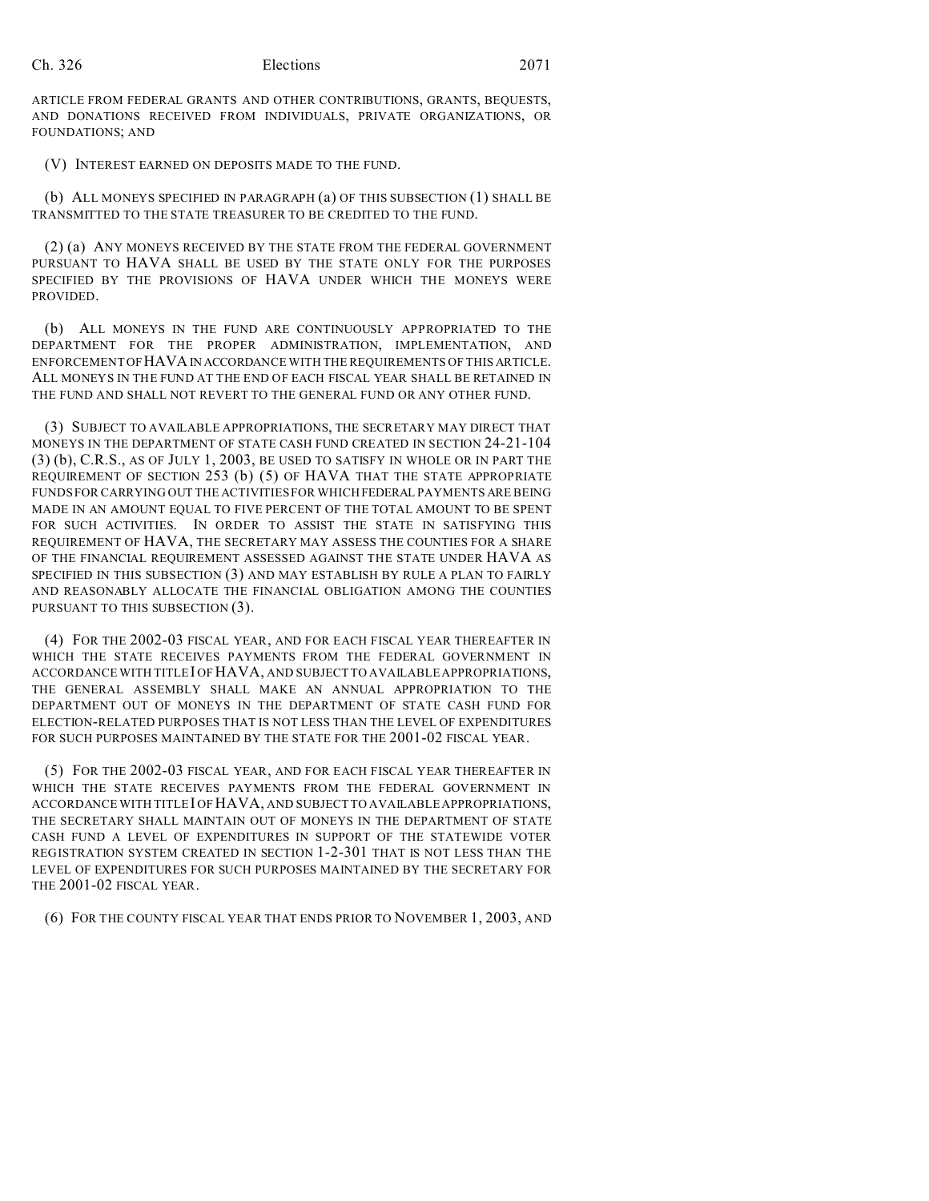ARTICLE FROM FEDERAL GRANTS AND OTHER CONTRIBUTIONS, GRANTS, BEQUESTS, AND DONATIONS RECEIVED FROM INDIVIDUALS, PRIVATE ORGANIZATIONS, OR FOUNDATIONS; AND

(V) INTEREST EARNED ON DEPOSITS MADE TO THE FUND.

(b) ALL MONEYS SPECIFIED IN PARAGRAPH (a) OF THIS SUBSECTION (1) SHALL BE TRANSMITTED TO THE STATE TREASURER TO BE CREDITED TO THE FUND.

(2) (a) ANY MONEYS RECEIVED BY THE STATE FROM THE FEDERAL GOVERNMENT PURSUANT TO HAVA SHALL BE USED BY THE STATE ONLY FOR THE PURPOSES SPECIFIED BY THE PROVISIONS OF HAVA UNDER WHICH THE MONEYS WERE PROVIDED.

(b) ALL MONEYS IN THE FUND ARE CONTINUOUSLY APPROPRIATED TO THE DEPARTMENT FOR THE PROPER ADMINISTRATION, IMPLEMENTATION, AND ENFORCEMENT OF HAVA IN ACCORDANCE WITH THE REQUIREMENTS OF THIS ARTICLE. ALL MONEYS IN THE FUND AT THE END OF EACH FISCAL YEAR SHALL BE RETAINED IN THE FUND AND SHALL NOT REVERT TO THE GENERAL FUND OR ANY OTHER FUND.

(3) SUBJECT TO AVAILABLE APPROPRIATIONS, THE SECRETARY MAY DIRECT THAT MONEYS IN THE DEPARTMENT OF STATE CASH FUND CREATED IN SECTION 24-21-104 (3) (b), C.R.S., AS OF JULY 1, 2003, BE USED TO SATISFY IN WHOLE OR IN PART THE REQUIREMENT OF SECTION 253 (b) (5) OF HAVA THAT THE STATE APPROPRIATE FUNDS FOR CARRYING OUT THE ACTIVITIES FOR WHICH FEDERAL PAYMENTS ARE BEING MADE IN AN AMOUNT EQUAL TO FIVE PERCENT OF THE TOTAL AMOUNT TO BE SPENT FOR SUCH ACTIVITIES. IN ORDER TO ASSIST THE STATE IN SATISFYING THIS REQUIREMENT OF HAVA, THE SECRETARY MAY ASSESS THE COUNTIES FOR A SHARE OF THE FINANCIAL REQUIREMENT ASSESSED AGAINST THE STATE UNDER HAVA AS SPECIFIED IN THIS SUBSECTION (3) AND MAY ESTABLISH BY RULE A PLAN TO FAIRLY AND REASONABLY ALLOCATE THE FINANCIAL OBLIGATION AMONG THE COUNTIES PURSUANT TO THIS SUBSECTION (3).

(4) FOR THE 2002-03 FISCAL YEAR, AND FOR EACH FISCAL YEAR THEREAFTER IN WHICH THE STATE RECEIVES PAYMENTS FROM THE FEDERAL GOVERNMENT IN ACCORDANCE WITH TITLE I OF HAVA, AND SUBJECT TO AVAILABLE APPROPRIATIONS, THE GENERAL ASSEMBLY SHALL MAKE AN ANNUAL APPROPRIATION TO THE DEPARTMENT OUT OF MONEYS IN THE DEPARTMENT OF STATE CASH FUND FOR ELECTION-RELATED PURPOSES THAT IS NOT LESS THAN THE LEVEL OF EXPENDITURES FOR SUCH PURPOSES MAINTAINED BY THE STATE FOR THE 2001-02 FISCAL YEAR.

(5) FOR THE 2002-03 FISCAL YEAR, AND FOR EACH FISCAL YEAR THEREAFTER IN WHICH THE STATE RECEIVES PAYMENTS FROM THE FEDERAL GOVERNMENT IN ACCORDANCE WITH TITLE I OF HAVA, AND SUBJECT TO AVAILABLE APPROPRIATIONS, THE SECRETARY SHALL MAINTAIN OUT OF MONEYS IN THE DEPARTMENT OF STATE CASH FUND A LEVEL OF EXPENDITURES IN SUPPORT OF THE STATEWIDE VOTER REGISTRATION SYSTEM CREATED IN SECTION 1-2-301 THAT IS NOT LESS THAN THE LEVEL OF EXPENDITURES FOR SUCH PURPOSES MAINTAINED BY THE SECRETARY FOR THE 2001-02 FISCAL YEAR.

(6) FOR THE COUNTY FISCAL YEAR THAT ENDS PRIOR TO NOVEMBER 1, 2003, AND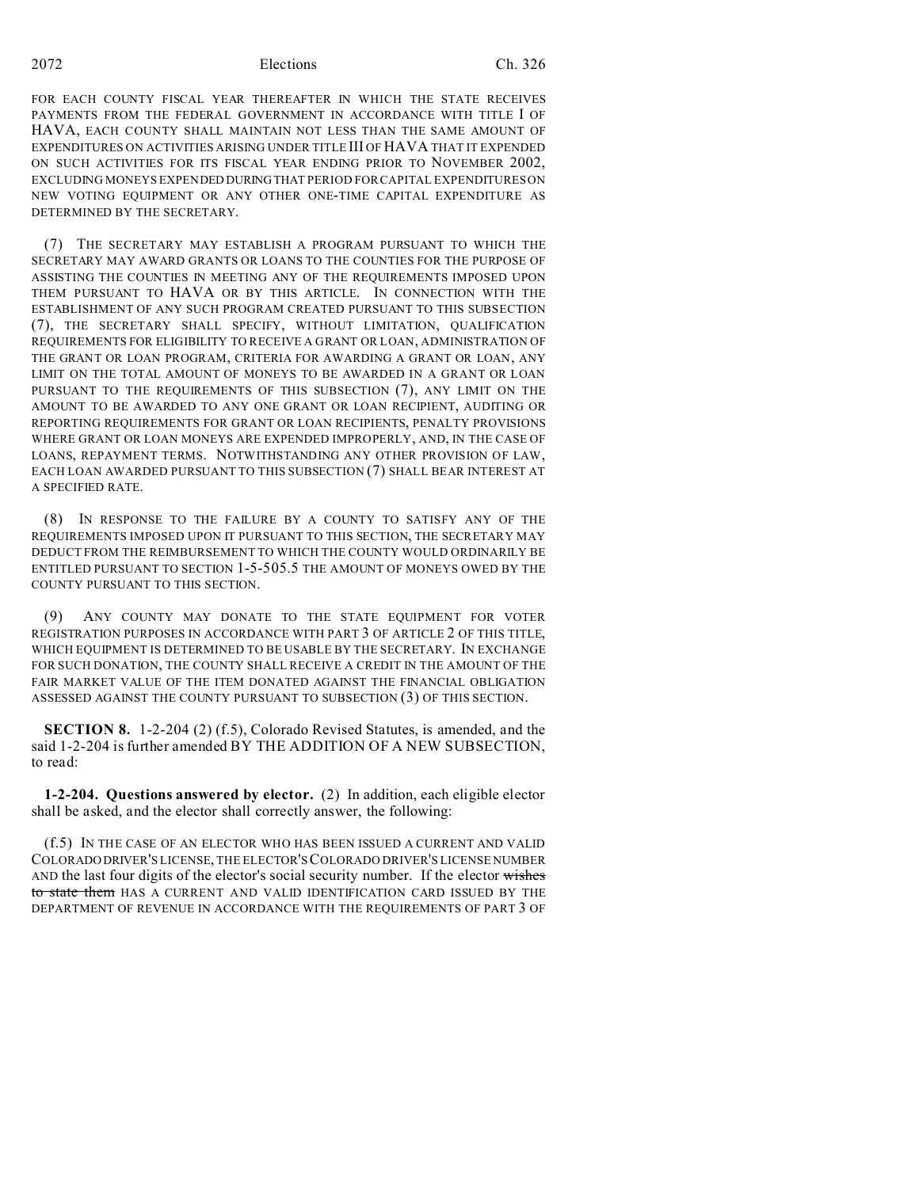FOR EACH COUNTY FISCAL YEAR THEREAFTER IN WHICH THE STATE RECEIVES PAYMENTS FROM THE FEDERAL GOVERNMENT IN ACCORDANCE WITH TITLE I OF HAVA, EACH COUNTY SHALL MAINTAIN NOT LESS THAN THE SAME AMOUNT OF EXPENDITURES ON ACTIVITIES ARISING UNDER TITLE III OF HAVA THAT IT EXPENDED ON SUCH ACTIVITIES FOR ITS FISCAL YEAR ENDING PRIOR TO NOVEMBER 2002, EXCLUDING MONEYS EXPENDED DURING THAT PERIOD FOR CAPITAL EXPENDITURES ON NEW VOTING EQUIPMENT OR ANY OTHER ONE-TIME CAPITAL EXPENDITURE AS DETERMINED BY THE SECRETARY.

(7) THE SECRETARY MAY ESTABLISH A PROGRAM PURSUANT TO WHICH THE SECRETARY MAY AWARD GRANTS OR LOANS TO THE COUNTIES FOR THE PURPOSE OF ASSISTING THE COUNTIES IN MEETING ANY OF THE REQUIREMENTS IMPOSED UPON THEM PURSUANT TO HAVA OR BY THIS ARTICLE. IN CONNECTION WITH THE ESTABLISHMENT OF ANY SUCH PROGRAM CREATED PURSUANT TO THIS SUBSECTION (7), THE SECRETARY SHALL SPECIFY, WITHOUT LIMITATION, QUALIFICATION REQUIREMENTS FOR ELIGIBILITY TO RECEIVE A GRANT OR LOAN, ADMINISTRATION OF THE GRANT OR LOAN PROGRAM, CRITERIA FOR AWARDING A GRANT OR LOAN, ANY LIMIT ON THE TOTAL AMOUNT OF MONEYS TO BE AWARDED IN A GRANT OR LOAN PURSUANT TO THE REQUIREMENTS OF THIS SUBSECTION (7), ANY LIMIT ON THE AMOUNT TO BE AWARDED TO ANY ONE GRANT OR LOAN RECIPIENT, AUDITING OR REPORTING REQUIREMENTS FOR GRANT OR LOAN RECIPIENTS, PENALTY PROVISIONS WHERE GRANT OR LOAN MONEYS ARE EXPENDED IMPROPERLY, AND, IN THE CASE OF LOANS, REPAYMENT TERMS. NOTWITHSTANDING ANY OTHER PROVISION OF LAW, EACH LOAN AWARDED PURSUANT TO THIS SUBSECTION (7) SHALL BEAR INTEREST AT A SPECIFIED RATE.

(8) IN RESPONSE TO THE FAILURE BY A COUNTY TO SATISFY ANY OF THE REQUIREMENTS IMPOSED UPON IT PURSUANT TO THIS SECTION, THE SECRETARY MAY DEDUCT FROM THE REIMBURSEMENT TO WHICH THE COUNTY WOULD ORDINARILY BE ENTITLED PURSUANT TO SECTION 1-5-505.5 THE AMOUNT OF MONEYS OWED BY THE COUNTY PURSUANT TO THIS SECTION.

(9) ANY COUNTY MAY DONATE TO THE STATE EQUIPMENT FOR VOTER REGISTRATION PURPOSES IN ACCORDANCE WITH PART 3 OF ARTICLE 2 OF THIS TITLE, WHICH EQUIPMENT IS DETERMINED TO BE USABLE BY THE SECRETARY. IN EXCHANGE FOR SUCH DONATION, THE COUNTY SHALL RECEIVE A CREDIT IN THE AMOUNT OF THE FAIR MARKET VALUE OF THE ITEM DONATED AGAINST THE FINANCIAL OBLIGATION ASSESSED AGAINST THE COUNTY PURSUANT TO SUBSECTION (3) OF THIS SECTION.

**SECTION 8.** 1-2-204 (2) (f.5), Colorado Revised Statutes, is amended, and the said 1-2-204 is further amended BY THE ADDITION OF A NEW SUBSECTION, to read:

**1-2-204. Questions answered by elector.** (2) In addition, each eligible elector shall be asked, and the elector shall correctly answer, the following:

(f.5) IN THE CASE OF AN ELECTOR WHO HAS BEEN ISSUED A CURRENT AND VALID COLORADO DRIVER'S LICENSE, THE ELECTOR'S COLORADO DRIVER'S LICENSE NUMBER AND the last four digits of the elector's social security number. If the elector ~~wishes to state them~~ HAS A CURRENT AND VALID IDENTIFICATION CARD ISSUED BY THE DEPARTMENT OF REVENUE IN ACCORDANCE WITH THE REQUIREMENTS OF PART 3 OF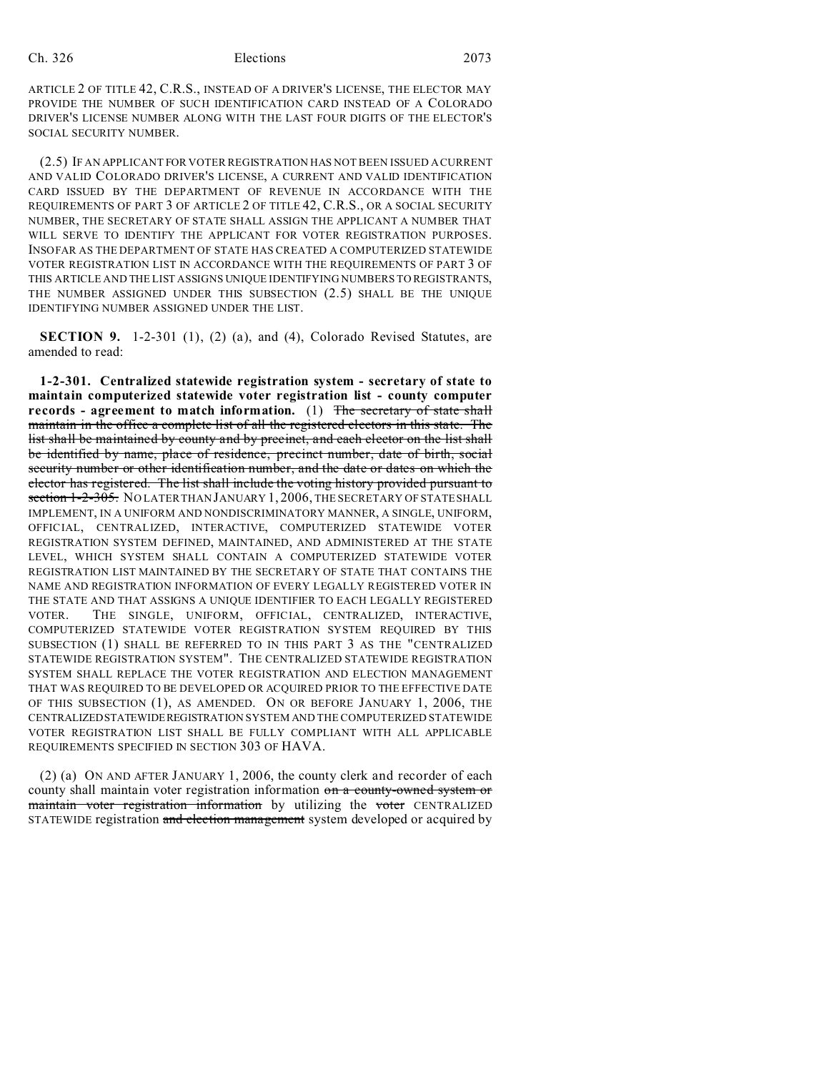ARTICLE 2 OF TITLE 42, C.R.S., INSTEAD OF A DRIVER'S LICENSE, THE ELECTOR MAY PROVIDE THE NUMBER OF SUCH IDENTIFICATION CARD INSTEAD OF A COLORADO DRIVER'S LICENSE NUMBER ALONG WITH THE LAST FOUR DIGITS OF THE ELECTOR'S SOCIAL SECURITY NUMBER.

(2.5) IF AN APPLICANT FOR VOTER REGISTRATION HAS NOT BEEN ISSUED A CURRENT AND VALID COLORADO DRIVER'S LICENSE, A CURRENT AND VALID IDENTIFICATION CARD ISSUED BY THE DEPARTMENT OF REVENUE IN ACCORDANCE WITH THE REQUIREMENTS OF PART 3 OF ARTICLE 2 OF TITLE 42, C.R.S., OR A SOCIAL SECURITY NUMBER, THE SECRETARY OF STATE SHALL ASSIGN THE APPLICANT A NUMBER THAT WILL SERVE TO IDENTIFY THE APPLICANT FOR VOTER REGISTRATION PURPOSES. INSOFAR AS THE DEPARTMENT OF STATE HAS CREATED A COMPUTERIZED STATEWIDE VOTER REGISTRATION LIST IN ACCORDANCE WITH THE REQUIREMENTS OF PART 3 OF THIS ARTICLE AND THE LIST ASSIGNS UNIQUE IDENTIFYING NUMBERS TO REGISTRANTS, THE NUMBER ASSIGNED UNDER THIS SUBSECTION (2.5) SHALL BE THE UNIQUE IDENTIFYING NUMBER ASSIGNED UNDER THE LIST.

**SECTION 9.** 1-2-301 (1), (2) (a), and (4), Colorado Revised Statutes, are amended to read:

**1-2-301. Centralized statewide registration system - secretary of state to maintain computerized statewide voter registration list - county computer records - agreement to match information.** (1) ~~The secretary of state shall maintain in the office a complete list of all the registered electors in this state. The list shall be maintained by county and by precinct, and each elector on the list shall be identified by name, place of residence, precinct number, date of birth, social security number or other identification number, and the date or dates on which the elector has registered. The list shall include the voting history provided pursuant to section 1-2-305.~~ NO LATER THAN JANUARY 1, 2006, THE SECRETARY OF STATE SHALL IMPLEMENT, IN A UNIFORM AND NONDISCRIMINATORY MANNER, A SINGLE, UNIFORM, OFFICIAL, CENTRALIZED, INTERACTIVE, COMPUTERIZED STATEWIDE VOTER REGISTRATION SYSTEM DEFINED, MAINTAINED, AND ADMINISTERED AT THE STATE LEVEL, WHICH SYSTEM SHALL CONTAIN A COMPUTERIZED STATEWIDE VOTER REGISTRATION LIST MAINTAINED BY THE SECRETARY OF STATE THAT CONTAINS THE NAME AND REGISTRATION INFORMATION OF EVERY LEGALLY REGISTERED VOTER IN THE STATE AND THAT ASSIGNS A UNIQUE IDENTIFIER TO EACH LEGALLY REGISTERED VOTER. THE SINGLE, UNIFORM, OFFICIAL, CENTRALIZED, INTERACTIVE, COMPUTERIZED STATEWIDE VOTER REGISTRATION SYSTEM REQUIRED BY THIS SUBSECTION (1) SHALL BE REFERRED TO IN THIS PART 3 AS THE "CENTRALIZED STATEWIDE REGISTRATION SYSTEM". THE CENTRALIZED STATEWIDE REGISTRATION SYSTEM SHALL REPLACE THE VOTER REGISTRATION AND ELECTION MANAGEMENT THAT WAS REQUIRED TO BE DEVELOPED OR ACQUIRED PRIOR TO THE EFFECTIVE DATE OF THIS SUBSECTION (1), AS AMENDED. ON OR BEFORE JANUARY 1, 2006, THE CENTRALIZED STATEWIDE REGISTRATION SYSTEM AND THE COMPUTERIZED STATEWIDE VOTER REGISTRATION LIST SHALL BE FULLY COMPLIANT WITH ALL APPLICABLE REQUIREMENTS SPECIFIED IN SECTION 303 OF HAVA.

(2) (a) ON AND AFTER JANUARY 1, 2006, the county clerk and recorder of each county shall maintain voter registration information ~~on a county-owned system or maintain voter registration information~~ by utilizing the ~~voter~~ CENTRALIZED STATEWIDE registration ~~and election management~~ system developed or acquired by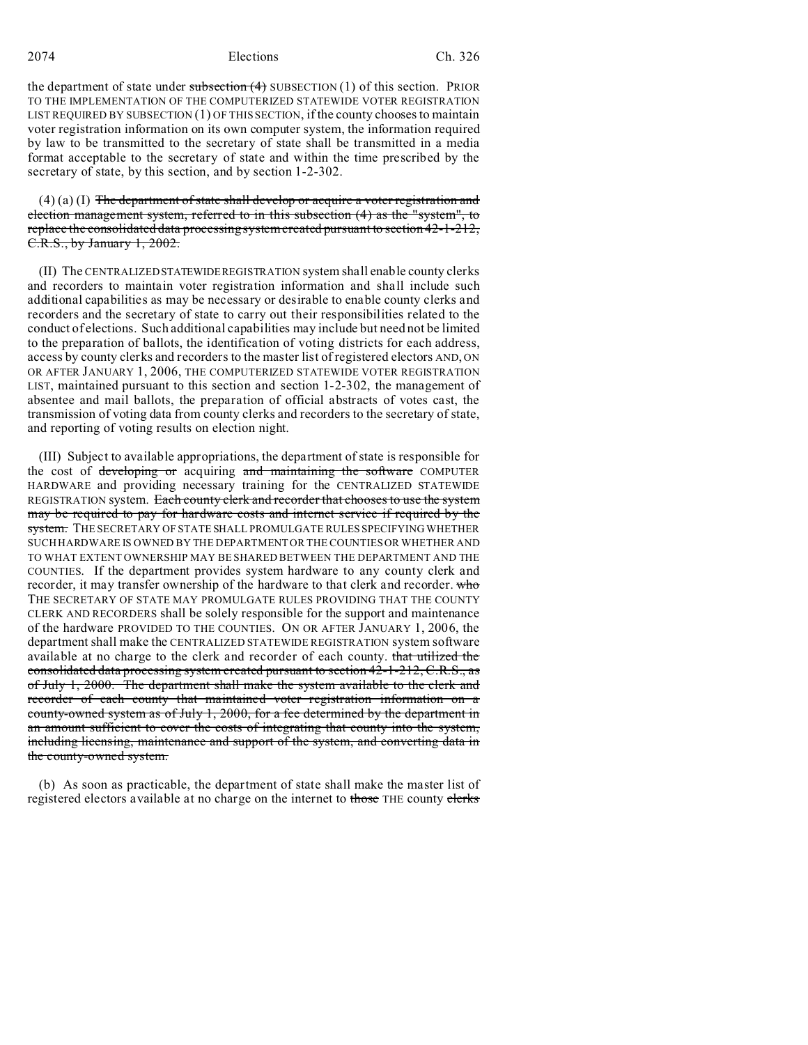the department of state under ~~subsection (4)~~ SUBSECTION (1) of this section. PRIOR TO THE IMPLEMENTATION OF THE COMPUTERIZED STATEWIDE VOTER REGISTRATION LIST REQUIRED BY SUBSECTION (1) OF THIS SECTION, if the county chooses to maintain voter registration information on its own computer system, the information required by law to be transmitted to the secretary of state shall be transmitted in a media format acceptable to the secretary of state and within the time prescribed by the secretary of state, by this section, and by section 1-2-302.

(4) (a) (I) ~~The department of state shall develop or acquire a voter registration and election management system, referred to in this subsection (4) as the "system", to replace the consolidated data processing system created pursuant to section 42-1-212, C.R.S., by January 1, 2002.~~

(II) The CENTRALIZED STATEWIDE REGISTRATION system shall enable county clerks and recorders to maintain voter registration information and shall include such additional capabilities as may be necessary or desirable to enable county clerks and recorders and the secretary of state to carry out their responsibilities related to the conduct of elections. Such additional capabilities may include but need not be limited to the preparation of ballots, the identification of voting districts for each address, access by county clerks and recorders to the master list of registered electors AND, ON OR AFTER JANUARY 1, 2006, THE COMPUTERIZED STATEWIDE VOTER REGISTRATION LIST, maintained pursuant to this section and section 1-2-302, the management of absentee and mail ballots, the preparation of official abstracts of votes cast, the transmission of voting data from county clerks and recorders to the secretary of state, and reporting of voting results on election night.

(III) Subject to available appropriations, the department of state is responsible for the cost of ~~developing or~~ acquiring ~~and maintaining the software~~ COMPUTER HARDWARE and providing necessary training for the CENTRALIZED STATEWIDE REGISTRATION system. ~~Each county clerk and recorder that chooses to use the system may be required to pay for hardware costs and internet service if required by the system.~~ THE SECRETARY OF STATE SHALL PROMULGATE RULES SPECIFYING WHETHER SUCH HARDWARE IS OWNED BY THE DEPARTMENT OR THE COUNTIES OR WHETHER AND TO WHAT EXTENT OWNERSHIP MAY BE SHARED BETWEEN THE DEPARTMENT AND THE COUNTIES. If the department provides system hardware to any county clerk and recorder, it may transfer ownership of the hardware to that clerk and recorder. ~~who~~ THE SECRETARY OF STATE MAY PROMULGATE RULES PROVIDING THAT THE COUNTY CLERK AND RECORDERS shall be solely responsible for the support and maintenance of the hardware PROVIDED TO THE COUNTIES. ON OR AFTER JANUARY 1, 2006, the department shall make the CENTRALIZED STATEWIDE REGISTRATION system software available at no charge to the clerk and recorder of each county. ~~that utilized the consolidated data processing system created pursuant to section 42-1-212, C.R.S., as of July 1, 2000. The department shall make the system available to the clerk and recorder of each county that maintained voter registration information on a county-owned system as of July 1, 2000, for a fee determined by the department in an amount sufficient to cover the costs of integrating that county into the system, including licensing, maintenance and support of the system, and converting data in the county-owned system.~~

(b) As soon as practicable, the department of state shall make the master list of registered electors available at no charge on the internet to ~~those~~ THE county ~~clerks~~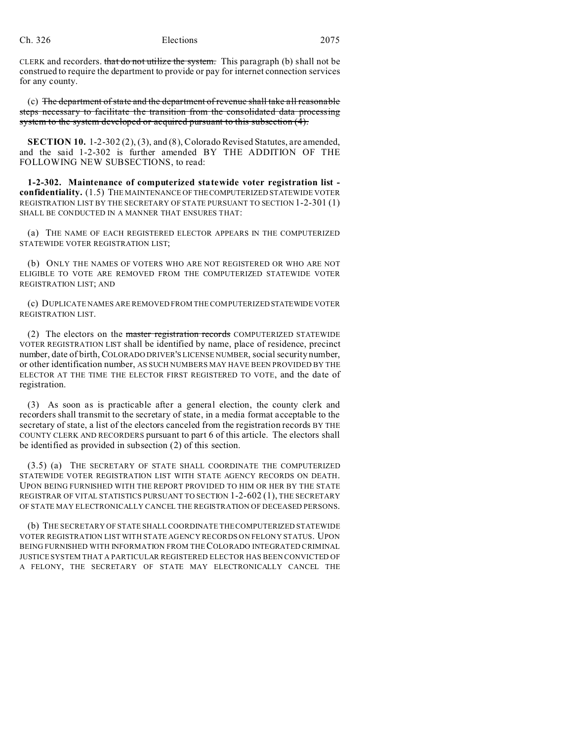CLERK and recorders. ~~that do not utilize the system.~~ This paragraph (b) shall not be construed to require the department to provide or pay for internet connection services for any county.

(c) ~~The department of state and the department of revenue shall take all reasonable steps necessary to facilitate the transition from the consolidated data processing system to the system developed or acquired pursuant to this subsection (4).~~

**SECTION 10.** 1-2-302 (2), (3), and (8), Colorado Revised Statutes, are amended, and the said 1-2-302 is further amended BY THE ADDITION OF THE FOLLOWING NEW SUBSECTIONS, to read:

**1-2-302. Maintenance of computerized statewide voter registration list - confidentiality.** (1.5) THE MAINTENANCE OF THE COMPUTERIZED STATEWIDE VOTER REGISTRATION LIST BY THE SECRETARY OF STATE PURSUANT TO SECTION 1-2-301 (1) SHALL BE CONDUCTED IN A MANNER THAT ENSURES THAT:

(a) THE NAME OF EACH REGISTERED ELECTOR APPEARS IN THE COMPUTERIZED STATEWIDE VOTER REGISTRATION LIST;

(b) ONLY THE NAMES OF VOTERS WHO ARE NOT REGISTERED OR WHO ARE NOT ELIGIBLE TO VOTE ARE REMOVED FROM THE COMPUTERIZED STATEWIDE VOTER REGISTRATION LIST; AND

(c) DUPLICATE NAMES ARE REMOVED FROM THE COMPUTERIZED STATEWIDE VOTER REGISTRATION LIST.

(2) The electors on the ~~master registration records~~ COMPUTERIZED STATEWIDE VOTER REGISTRATION LIST shall be identified by name, place of residence, precinct number, date of birth, COLORADO DRIVER'S LICENSE NUMBER, social security number, or other identification number, AS SUCH NUMBERS MAY HAVE BEEN PROVIDED BY THE ELECTOR AT THE TIME THE ELECTOR FIRST REGISTERED TO VOTE, and the date of registration.

(3) As soon as is practicable after a general election, the county clerk and recorders shall transmit to the secretary of state, in a media format acceptable to the secretary of state, a list of the electors canceled from the registration records BY THE COUNTY CLERK AND RECORDERS pursuant to part 6 of this article. The electors shall be identified as provided in subsection (2) of this section.

(3.5) (a) THE SECRETARY OF STATE SHALL COORDINATE THE COMPUTERIZED STATEWIDE VOTER REGISTRATION LIST WITH STATE AGENCY RECORDS ON DEATH. UPON BEING FURNISHED WITH THE REPORT PROVIDED TO HIM OR HER BY THE STATE REGISTRAR OF VITAL STATISTICS PURSUANT TO SECTION 1-2-602 (1), THE SECRETARY OF STATE MAY ELECTRONICALLY CANCEL THE REGISTRATION OF DECEASED PERSONS.

(b) THE SECRETARY OF STATE SHALL COORDINATE THE COMPUTERIZED STATEWIDE VOTER REGISTRATION LIST WITH STATE AGENCY RECORDS ON FELONY STATUS. UPON BEING FURNISHED WITH INFORMATION FROM THE COLORADO INTEGRATED CRIMINAL JUSTICE SYSTEM THAT A PARTICULAR REGISTERED ELECTOR HAS BEEN CONVICTED OF A FELONY, THE SECRETARY OF STATE MAY ELECTRONICALLY CANCEL THE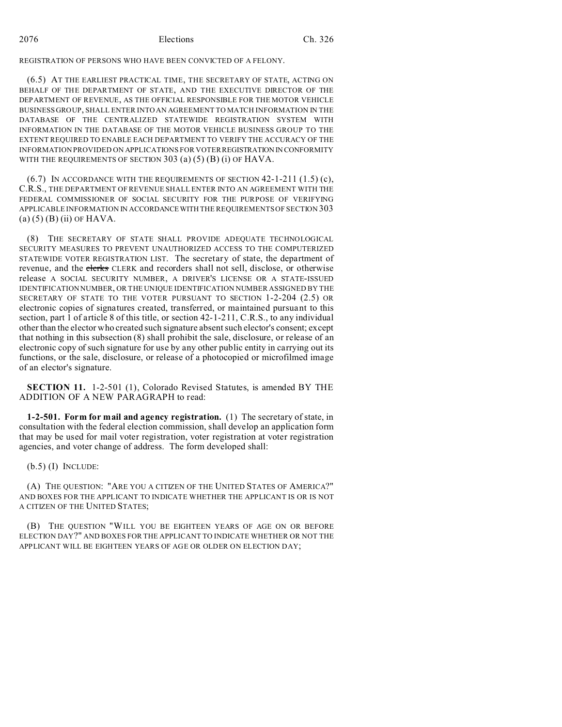REGISTRATION OF PERSONS WHO HAVE BEEN CONVICTED OF A FELONY.

(6.5) AT THE EARLIEST PRACTICAL TIME, THE SECRETARY OF STATE, ACTING ON BEHALF OF THE DEPARTMENT OF STATE, AND THE EXECUTIVE DIRECTOR OF THE DEPARTMENT OF REVENUE, AS THE OFFICIAL RESPONSIBLE FOR THE MOTOR VEHICLE BUSINESS GROUP, SHALL ENTER INTO AN AGREEMENT TO MATCH INFORMATION IN THE DATABASE OF THE CENTRALIZED STATEWIDE REGISTRATION SYSTEM WITH INFORMATION IN THE DATABASE OF THE MOTOR VEHICLE BUSINESS GROUP TO THE EXTENT REQUIRED TO ENABLE EACH DEPARTMENT TO VERIFY THE ACCURACY OF THE INFORMATION PROVIDED ON APPLICATIONS FOR VOTER REGISTRATION IN CONFORMITY WITH THE REQUIREMENTS OF SECTION 303 (a) (5) (B) (i) OF HAVA.

(6.7) IN ACCORDANCE WITH THE REQUIREMENTS OF SECTION 42-1-211 (1.5) (c), C.R.S., THE DEPARTMENT OF REVENUE SHALL ENTER INTO AN AGREEMENT WITH THE FEDERAL COMMISSIONER OF SOCIAL SECURITY FOR THE PURPOSE OF VERIFYING APPLICABLE INFORMATION IN ACCORDANCE WITH THE REQUIREMENTS OF SECTION 303 (a) (5) (B) (ii) OF HAVA.

(8) THE SECRETARY OF STATE SHALL PROVIDE ADEQUATE TECHNOLOGICAL SECURITY MEASURES TO PREVENT UNAUTHORIZED ACCESS TO THE COMPUTERIZED STATEWIDE VOTER REGISTRATION LIST. The secretary of state, the department of revenue, and the ~~clerks~~ CLERK and recorders shall not sell, disclose, or otherwise release A SOCIAL SECURITY NUMBER, A DRIVER'S LICENSE OR A STATE-ISSUED IDENTIFICATION NUMBER, OR THE UNIQUE IDENTIFICATION NUMBER ASSIGNED BY THE SECRETARY OF STATE TO THE VOTER PURSUANT TO SECTION 1-2-204 (2.5) OR electronic copies of signatures created, transferred, or maintained pursuant to this section, part 1 of article 8 of this title, or section 42-1-211, C.R.S., to any individual other than the elector who created such signature absent such elector's consent; except that nothing in this subsection (8) shall prohibit the sale, disclosure, or release of an electronic copy of such signature for use by any other public entity in carrying out its functions, or the sale, disclosure, or release of a photocopied or microfilmed image of an elector's signature.

**SECTION 11.** 1-2-501 (1), Colorado Revised Statutes, is amended BY THE ADDITION OF A NEW PARAGRAPH to read:

**1-2-501. Form for mail and agency registration.** (1) The secretary of state, in consultation with the federal election commission, shall develop an application form that may be used for mail voter registration, voter registration at voter registration agencies, and voter change of address. The form developed shall:

(b.5) (I) INCLUDE:

(A) THE QUESTION: "ARE YOU A CITIZEN OF THE UNITED STATES OF AMERICA?" AND BOXES FOR THE APPLICANT TO INDICATE WHETHER THE APPLICANT IS OR IS NOT A CITIZEN OF THE UNITED STATES;

(B) THE QUESTION "WILL YOU BE EIGHTEEN YEARS OF AGE ON OR BEFORE ELECTION DAY?" AND BOXES FOR THE APPLICANT TO INDICATE WHETHER OR NOT THE APPLICANT WILL BE EIGHTEEN YEARS OF AGE OR OLDER ON ELECTION DAY;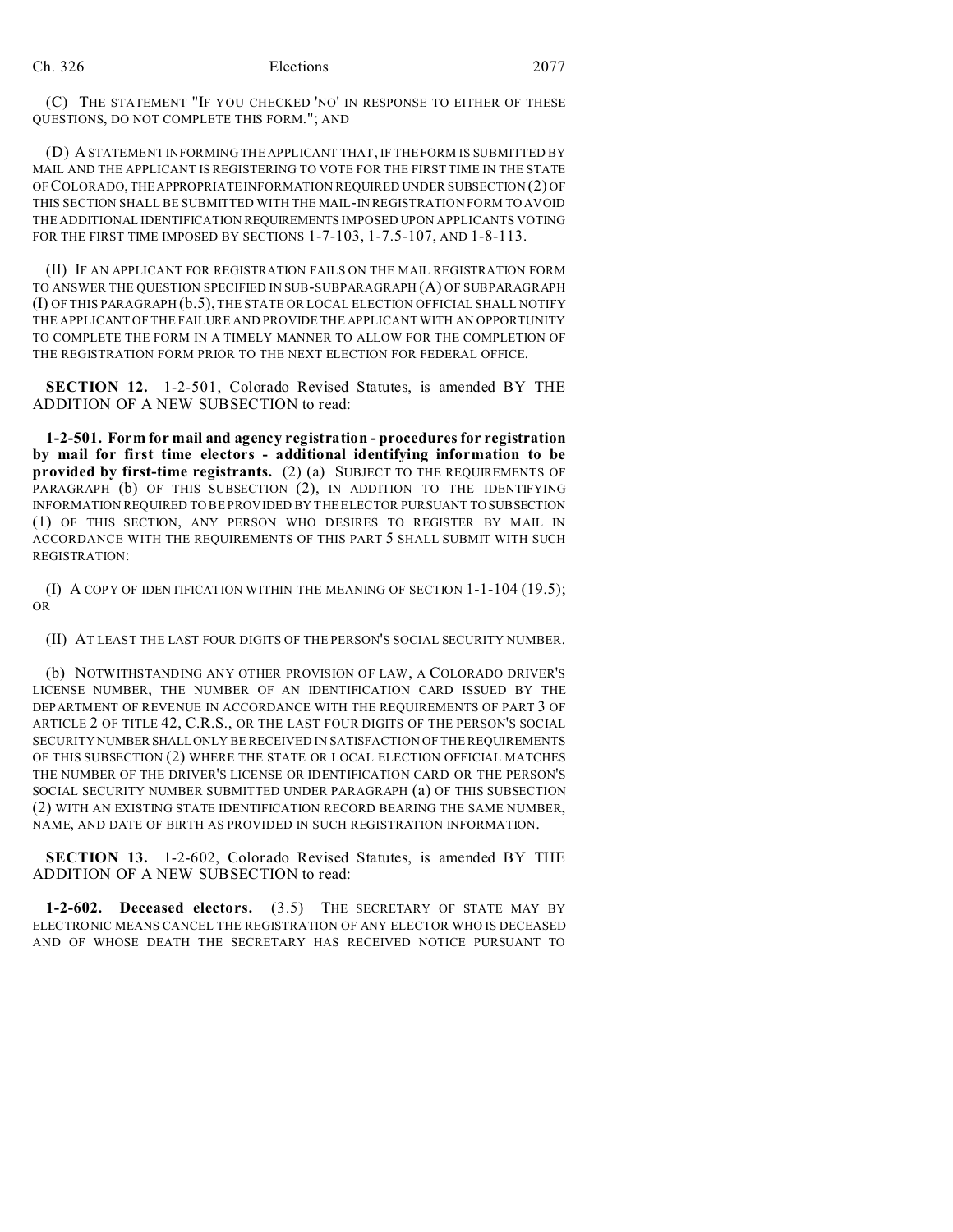(C) THE STATEMENT "IF YOU CHECKED 'NO' IN RESPONSE TO EITHER OF THESE QUESTIONS, DO NOT COMPLETE THIS FORM."; AND

(D) A STATEMENT INFORMING THE APPLICANT THAT, IF THE FORM IS SUBMITTED BY MAIL AND THE APPLICANT IS REGISTERING TO VOTE FOR THE FIRST TIME IN THE STATE OF COLORADO, THE APPROPRIATE INFORMATION REQUIRED UNDER SUBSECTION (2) OF THIS SECTION SHALL BE SUBMITTED WITH THE MAIL-IN REGISTRATION FORM TO AVOID THE ADDITIONAL IDENTIFICATION REQUIREMENTS IMPOSED UPON APPLICANTS VOTING FOR THE FIRST TIME IMPOSED BY SECTIONS 1-7-103, 1-7.5-107, AND 1-8-113.

(II) IF AN APPLICANT FOR REGISTRATION FAILS ON THE MAIL REGISTRATION FORM TO ANSWER THE QUESTION SPECIFIED IN SUB-SUBPARAGRAPH (A) OF SUBPARAGRAPH (I) OF THIS PARAGRAPH (b.5), THE STATE OR LOCAL ELECTION OFFICIAL SHALL NOTIFY THE APPLICANT OF THE FAILURE AND PROVIDE THE APPLICANT WITH AN OPPORTUNITY TO COMPLETE THE FORM IN A TIMELY MANNER TO ALLOW FOR THE COMPLETION OF THE REGISTRATION FORM PRIOR TO THE NEXT ELECTION FOR FEDERAL OFFICE.

**SECTION 12.** 1-2-501, Colorado Revised Statutes, is amended BY THE ADDITION OF A NEW SUBSECTION to read:

**1-2-501. Form for mail and agency registration - procedures for registration by mail for first time electors - additional identifying information to be provided by first-time registrants.** (2) (a) SUBJECT TO THE REQUIREMENTS OF PARAGRAPH (b) OF THIS SUBSECTION (2), IN ADDITION TO THE IDENTIFYING INFORMATION REQUIRED TO BE PROVIDED BY THE ELECTOR PURSUANT TO SUBSECTION (1) OF THIS SECTION, ANY PERSON WHO DESIRES TO REGISTER BY MAIL IN ACCORDANCE WITH THE REQUIREMENTS OF THIS PART 5 SHALL SUBMIT WITH SUCH REGISTRATION:

(I) A COPY OF IDENTIFICATION WITHIN THE MEANING OF SECTION 1-1-104 (19.5); OR

(II) AT LEAST THE LAST FOUR DIGITS OF THE PERSON'S SOCIAL SECURITY NUMBER.

(b) NOTWITHSTANDING ANY OTHER PROVISION OF LAW, A COLORADO DRIVER'S LICENSE NUMBER, THE NUMBER OF AN IDENTIFICATION CARD ISSUED BY THE DEPARTMENT OF REVENUE IN ACCORDANCE WITH THE REQUIREMENTS OF PART 3 OF ARTICLE 2 OF TITLE 42, C.R.S., OR THE LAST FOUR DIGITS OF THE PERSON'S SOCIAL SECURITY NUMBER SHALL ONLY BE RECEIVED IN SATISFACTION OF THE REQUIREMENTS OF THIS SUBSECTION (2) WHERE THE STATE OR LOCAL ELECTION OFFICIAL MATCHES THE NUMBER OF THE DRIVER'S LICENSE OR IDENTIFICATION CARD OR THE PERSON'S SOCIAL SECURITY NUMBER SUBMITTED UNDER PARAGRAPH (a) OF THIS SUBSECTION (2) WITH AN EXISTING STATE IDENTIFICATION RECORD BEARING THE SAME NUMBER, NAME, AND DATE OF BIRTH AS PROVIDED IN SUCH REGISTRATION INFORMATION.

**SECTION 13.** 1-2-602, Colorado Revised Statutes, is amended BY THE ADDITION OF A NEW SUBSECTION to read:

**1-2-602. Deceased electors.** (3.5) THE SECRETARY OF STATE MAY BY ELECTRONIC MEANS CANCEL THE REGISTRATION OF ANY ELECTOR WHO IS DECEASED AND OF WHOSE DEATH THE SECRETARY HAS RECEIVED NOTICE PURSUANT TO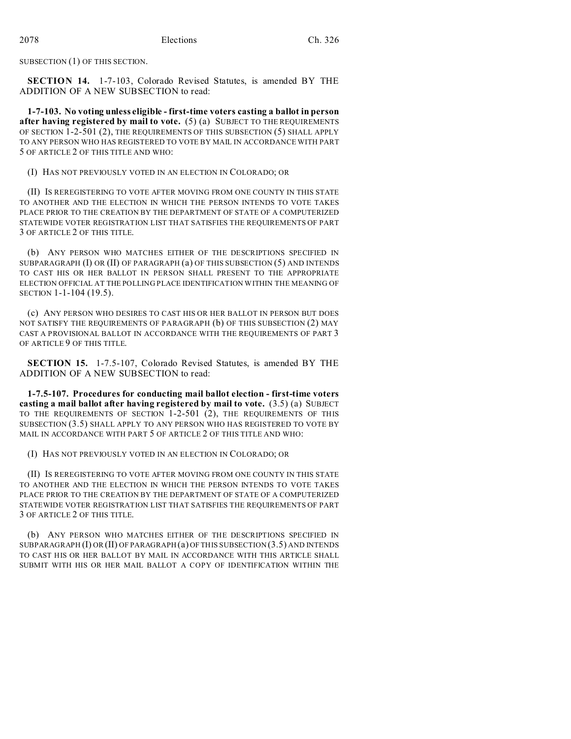SUBSECTION (1) OF THIS SECTION.

**SECTION 14.** 1-7-103, Colorado Revised Statutes, is amended BY THE ADDITION OF A NEW SUBSECTION to read:

**1-7-103. No voting unless eligible - first-time voters casting a ballot in person after having registered by mail to vote.** (5) (a) SUBJECT TO THE REQUIREMENTS OF SECTION 1-2-501 (2), THE REQUIREMENTS OF THIS SUBSECTION (5) SHALL APPLY TO ANY PERSON WHO HAS REGISTERED TO VOTE BY MAIL IN ACCORDANCE WITH PART 5 OF ARTICLE 2 OF THIS TITLE AND WHO:

(I) HAS NOT PREVIOUSLY VOTED IN AN ELECTION IN COLORADO; OR

(II) IS REREGISTERING TO VOTE AFTER MOVING FROM ONE COUNTY IN THIS STATE TO ANOTHER AND THE ELECTION IN WHICH THE PERSON INTENDS TO VOTE TAKES PLACE PRIOR TO THE CREATION BY THE DEPARTMENT OF STATE OF A COMPUTERIZED STATEWIDE VOTER REGISTRATION LIST THAT SATISFIES THE REQUIREMENTS OF PART 3 OF ARTICLE 2 OF THIS TITLE.

(b) ANY PERSON WHO MATCHES EITHER OF THE DESCRIPTIONS SPECIFIED IN SUBPARAGRAPH (I) OR (II) OF PARAGRAPH (a) OF THIS SUBSECTION (5) AND INTENDS TO CAST HIS OR HER BALLOT IN PERSON SHALL PRESENT TO THE APPROPRIATE ELECTION OFFICIAL AT THE POLLING PLACE IDENTIFICATION WITHIN THE MEANING OF SECTION 1-1-104 (19.5).

(c) ANY PERSON WHO DESIRES TO CAST HIS OR HER BALLOT IN PERSON BUT DOES NOT SATISFY THE REQUIREMENTS OF PARAGRAPH (b) OF THIS SUBSECTION (2) MAY CAST A PROVISIONAL BALLOT IN ACCORDANCE WITH THE REQUIREMENTS OF PART 3 OF ARTICLE 9 OF THIS TITLE.

**SECTION 15.** 1-7.5-107, Colorado Revised Statutes, is amended BY THE ADDITION OF A NEW SUBSECTION to read:

**1-7.5-107. Procedures for conducting mail ballot election - first-time voters casting a mail ballot after having registered by mail to vote.** (3.5) (a) SUBJECT TO THE REQUIREMENTS OF SECTION 1-2-501 (2), THE REQUIREMENTS OF THIS SUBSECTION (3.5) SHALL APPLY TO ANY PERSON WHO HAS REGISTERED TO VOTE BY MAIL IN ACCORDANCE WITH PART 5 OF ARTICLE 2 OF THIS TITLE AND WHO:

(I) HAS NOT PREVIOUSLY VOTED IN AN ELECTION IN COLORADO; OR

(II) IS REREGISTERING TO VOTE AFTER MOVING FROM ONE COUNTY IN THIS STATE TO ANOTHER AND THE ELECTION IN WHICH THE PERSON INTENDS TO VOTE TAKES PLACE PRIOR TO THE CREATION BY THE DEPARTMENT OF STATE OF A COMPUTERIZED STATEWIDE VOTER REGISTRATION LIST THAT SATISFIES THE REQUIREMENTS OF PART 3 OF ARTICLE 2 OF THIS TITLE.

(b) ANY PERSON WHO MATCHES EITHER OF THE DESCRIPTIONS SPECIFIED IN SUBPARAGRAPH (I) OR (II) OF PARAGRAPH (a) OF THIS SUBSECTION (3.5) AND INTENDS TO CAST HIS OR HER BALLOT BY MAIL IN ACCORDANCE WITH THIS ARTICLE SHALL SUBMIT WITH HIS OR HER MAIL BALLOT A COPY OF IDENTIFICATION WITHIN THE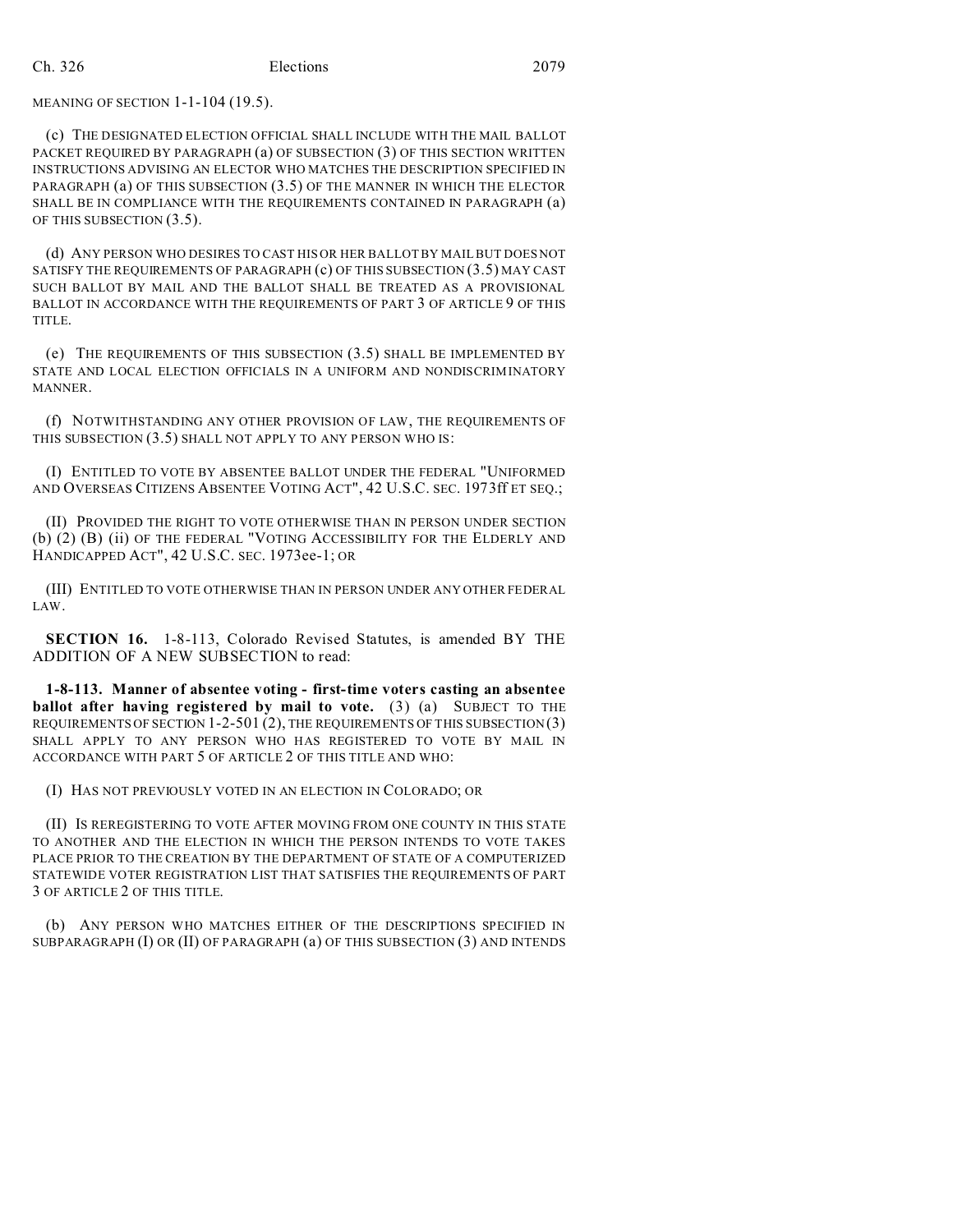MEANING OF SECTION 1-1-104 (19.5).

(c) THE DESIGNATED ELECTION OFFICIAL SHALL INCLUDE WITH THE MAIL BALLOT PACKET REQUIRED BY PARAGRAPH (a) OF SUBSECTION (3) OF THIS SECTION WRITTEN INSTRUCTIONS ADVISING AN ELECTOR WHO MATCHES THE DESCRIPTION SPECIFIED IN PARAGRAPH (a) OF THIS SUBSECTION (3.5) OF THE MANNER IN WHICH THE ELECTOR SHALL BE IN COMPLIANCE WITH THE REQUIREMENTS CONTAINED IN PARAGRAPH (a) OF THIS SUBSECTION (3.5).

(d) ANY PERSON WHO DESIRES TO CAST HIS OR HER BALLOT BY MAIL BUT DOES NOT SATISFY THE REQUIREMENTS OF PARAGRAPH (c) OF THIS SUBSECTION (3.5) MAY CAST SUCH BALLOT BY MAIL AND THE BALLOT SHALL BE TREATED AS A PROVISIONAL BALLOT IN ACCORDANCE WITH THE REQUIREMENTS OF PART 3 OF ARTICLE 9 OF THIS TITLE.

(e) THE REQUIREMENTS OF THIS SUBSECTION (3.5) SHALL BE IMPLEMENTED BY STATE AND LOCAL ELECTION OFFICIALS IN A UNIFORM AND NONDISCRIMINATORY MANNER.

(f) NOTWITHSTANDING ANY OTHER PROVISION OF LAW, THE REQUIREMENTS OF THIS SUBSECTION (3.5) SHALL NOT APPLY TO ANY PERSON WHO IS:

(I) ENTITLED TO VOTE BY ABSENTEE BALLOT UNDER THE FEDERAL "UNIFORMED AND OVERSEAS CITIZENS ABSENTEE VOTING ACT", 42 U.S.C. SEC. 1973ff ET SEQ.;

(II) PROVIDED THE RIGHT TO VOTE OTHERWISE THAN IN PERSON UNDER SECTION (b) (2) (B) (ii) OF THE FEDERAL "VOTING ACCESSIBILITY FOR THE ELDERLY AND HANDICAPPED ACT", 42 U.S.C. SEC. 1973ee-1; OR

(III) ENTITLED TO VOTE OTHERWISE THAN IN PERSON UNDER ANY OTHER FEDERAL LAW.

**SECTION 16.** 1-8-113, Colorado Revised Statutes, is amended BY THE ADDITION OF A NEW SUBSECTION to read:

**1-8-113. Manner of absentee voting - first-time voters casting an absentee ballot after having registered by mail to vote.** (3) (a) SUBJECT TO THE REQUIREMENTS OF SECTION 1-2-501 (2), THE REQUIREMENTS OF THIS SUBSECTION (3) SHALL APPLY TO ANY PERSON WHO HAS REGISTERED TO VOTE BY MAIL IN ACCORDANCE WITH PART 5 OF ARTICLE 2 OF THIS TITLE AND WHO:

(I) HAS NOT PREVIOUSLY VOTED IN AN ELECTION IN COLORADO; OR

(II) IS REREGISTERING TO VOTE AFTER MOVING FROM ONE COUNTY IN THIS STATE TO ANOTHER AND THE ELECTION IN WHICH THE PERSON INTENDS TO VOTE TAKES PLACE PRIOR TO THE CREATION BY THE DEPARTMENT OF STATE OF A COMPUTERIZED STATEWIDE VOTER REGISTRATION LIST THAT SATISFIES THE REQUIREMENTS OF PART 3 OF ARTICLE 2 OF THIS TITLE.

(b) ANY PERSON WHO MATCHES EITHER OF THE DESCRIPTIONS SPECIFIED IN SUBPARAGRAPH (I) OR (II) OF PARAGRAPH (a) OF THIS SUBSECTION (3) AND INTENDS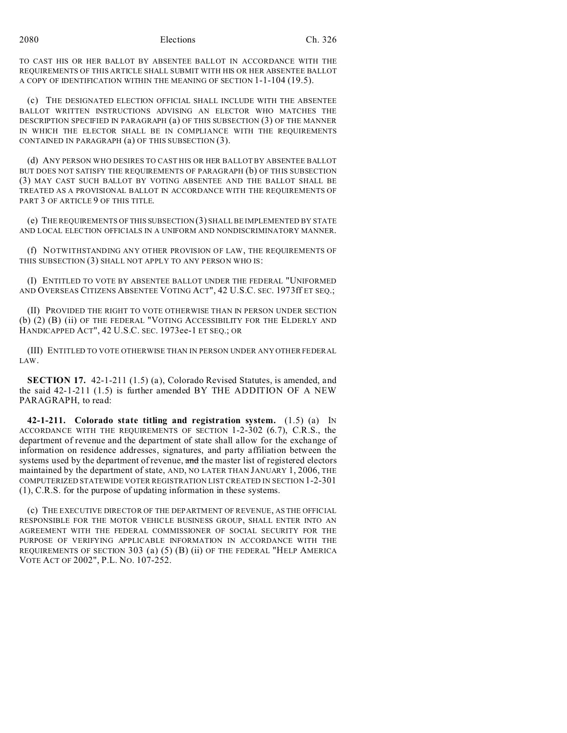TO CAST HIS OR HER BALLOT BY ABSENTEE BALLOT IN ACCORDANCE WITH THE REQUIREMENTS OF THIS ARTICLE SHALL SUBMIT WITH HIS OR HER ABSENTEE BALLOT A COPY OF IDENTIFICATION WITHIN THE MEANING OF SECTION 1-1-104 (19.5).

(c) THE DESIGNATED ELECTION OFFICIAL SHALL INCLUDE WITH THE ABSENTEE BALLOT WRITTEN INSTRUCTIONS ADVISING AN ELECTOR WHO MATCHES THE DESCRIPTION SPECIFIED IN PARAGRAPH (a) OF THIS SUBSECTION (3) OF THE MANNER IN WHICH THE ELECTOR SHALL BE IN COMPLIANCE WITH THE REQUIREMENTS CONTAINED IN PARAGRAPH (a) OF THIS SUBSECTION (3).

(d) ANY PERSON WHO DESIRES TO CAST HIS OR HER BALLOT BY ABSENTEE BALLOT BUT DOES NOT SATISFY THE REQUIREMENTS OF PARAGRAPH (b) OF THIS SUBSECTION (3) MAY CAST SUCH BALLOT BY VOTING ABSENTEE AND THE BALLOT SHALL BE TREATED AS A PROVISIONAL BALLOT IN ACCORDANCE WITH THE REQUIREMENTS OF PART 3 OF ARTICLE 9 OF THIS TITLE.

(e) THE REQUIREMENTS OF THIS SUBSECTION (3) SHALL BE IMPLEMENTED BY STATE AND LOCAL ELECTION OFFICIALS IN A UNIFORM AND NONDISCRIMINATORY MANNER.

(f) NOTWITHSTANDING ANY OTHER PROVISION OF LAW, THE REQUIREMENTS OF THIS SUBSECTION (3) SHALL NOT APPLY TO ANY PERSON WHO IS:

(I) ENTITLED TO VOTE BY ABSENTEE BALLOT UNDER THE FEDERAL "UNIFORMED AND OVERSEAS CITIZENS ABSENTEE VOTING ACT", 42 U.S.C. SEC. 1973ff ET SEQ.;

(II) PROVIDED THE RIGHT TO VOTE OTHERWISE THAN IN PERSON UNDER SECTION (b) (2) (B) (ii) OF THE FEDERAL "VOTING ACCESSIBILITY FOR THE ELDERLY AND HANDICAPPED ACT", 42 U.S.C. SEC. 1973ee-1 ET SEQ.; OR

(III) ENTITLED TO VOTE OTHERWISE THAN IN PERSON UNDER ANY OTHER FEDERAL LAW.

**SECTION 17.** 42-1-211 (1.5) (a), Colorado Revised Statutes, is amended, and the said 42-1-211 (1.5) is further amended BY THE ADDITION OF A NEW PARAGRAPH, to read:

**42-1-211. Colorado state titling and registration system.** (1.5) (a) IN ACCORDANCE WITH THE REQUIREMENTS OF SECTION 1-2-302 (6.7), C.R.S., the department of revenue and the department of state shall allow for the exchange of information on residence addresses, signatures, and party affiliation between the systems used by the department of revenue, ~~and~~ the master list of registered electors maintained by the department of state, AND, NO LATER THAN JANUARY 1, 2006, THE COMPUTERIZED STATEWIDE VOTER REGISTRATION LIST CREATED IN SECTION 1-2-301 (1), C.R.S. for the purpose of updating information in these systems.

(c) THE EXECUTIVE DIRECTOR OF THE DEPARTMENT OF REVENUE, AS THE OFFICIAL RESPONSIBLE FOR THE MOTOR VEHICLE BUSINESS GROUP, SHALL ENTER INTO AN AGREEMENT WITH THE FEDERAL COMMISSIONER OF SOCIAL SECURITY FOR THE PURPOSE OF VERIFYING APPLICABLE INFORMATION IN ACCORDANCE WITH THE REQUIREMENTS OF SECTION 303 (a) (5) (B) (ii) OF THE FEDERAL "HELP AMERICA VOTE ACT OF 2002", P.L. NO. 107-252.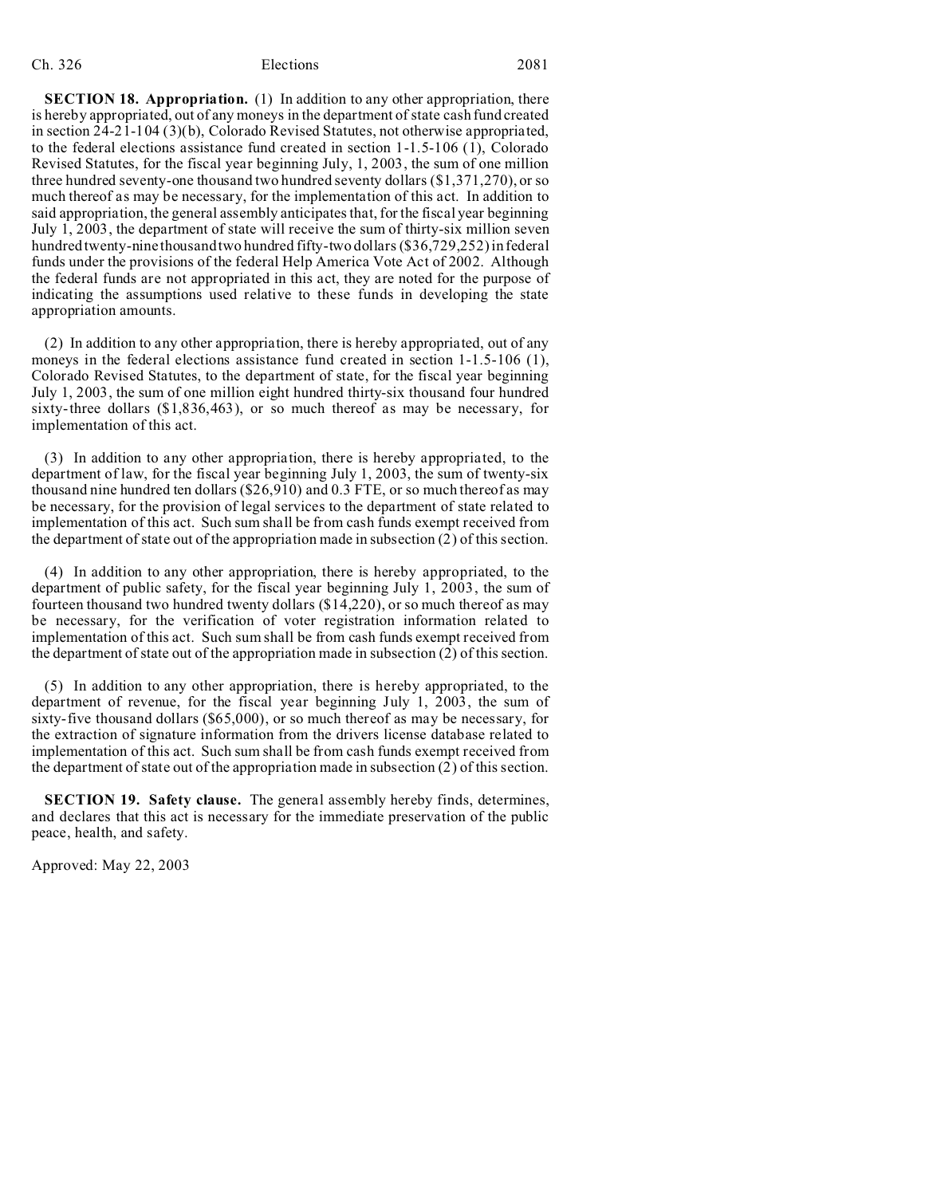**SECTION 18. Appropriation.** (1) In addition to any other appropriation, there is hereby appropriated, out of any moneys in the department of state cash fund created in section 24-21-104 (3)(b), Colorado Revised Statutes, not otherwise appropriated, to the federal elections assistance fund created in section 1-1.5-106 (1), Colorado Revised Statutes, for the fiscal year beginning July, 1, 2003, the sum of one million three hundred seventy-one thousand two hundred seventy dollars ($1,371,270), or so much thereof as may be necessary, for the implementation of this act. In addition to said appropriation, the general assembly anticipates that, for the fiscal year beginning July 1, 2003, the department of state will receive the sum of thirty-six million seven hundred twenty-nine thousand two hundred fifty-two dollars ($36,729,252) in federal funds under the provisions of the federal Help America Vote Act of 2002. Although the federal funds are not appropriated in this act, they are noted for the purpose of indicating the assumptions used relative to these funds in developing the state appropriation amounts.

(2) In addition to any other appropriation, there is hereby appropriated, out of any moneys in the federal elections assistance fund created in section 1-1.5-106 (1), Colorado Revised Statutes, to the department of state, for the fiscal year beginning July 1, 2003, the sum of one million eight hundred thirty-six thousand four hundred sixty-three dollars ($1,836,463), or so much thereof as may be necessary, for implementation of this act.

(3) In addition to any other appropriation, there is hereby appropriated, to the department of law, for the fiscal year beginning July 1, 2003, the sum of twenty-six thousand nine hundred ten dollars ($26,910) and 0.3 FTE, or so much thereof as may be necessary, for the provision of legal services to the department of state related to implementation of this act. Such sum shall be from cash funds exempt received from the department of state out of the appropriation made in subsection (2) of this section.

(4) In addition to any other appropriation, there is hereby appropriated, to the department of public safety, for the fiscal year beginning July 1, 2003, the sum of fourteen thousand two hundred twenty dollars ($14,220), or so much thereof as may be necessary, for the verification of voter registration information related to implementation of this act. Such sum shall be from cash funds exempt received from the department of state out of the appropriation made in subsection (2) of this section.

(5) In addition to any other appropriation, there is hereby appropriated, to the department of revenue, for the fiscal year beginning July 1, 2003, the sum of sixty-five thousand dollars ($65,000), or so much thereof as may be necessary, for the extraction of signature information from the drivers license database related to implementation of this act. Such sum shall be from cash funds exempt received from the department of state out of the appropriation made in subsection (2) of this section.

**SECTION 19. Safety clause.** The general assembly hereby finds, determines, and declares that this act is necessary for the immediate preservation of the public peace, health, and safety.

Approved: May 22, 2003